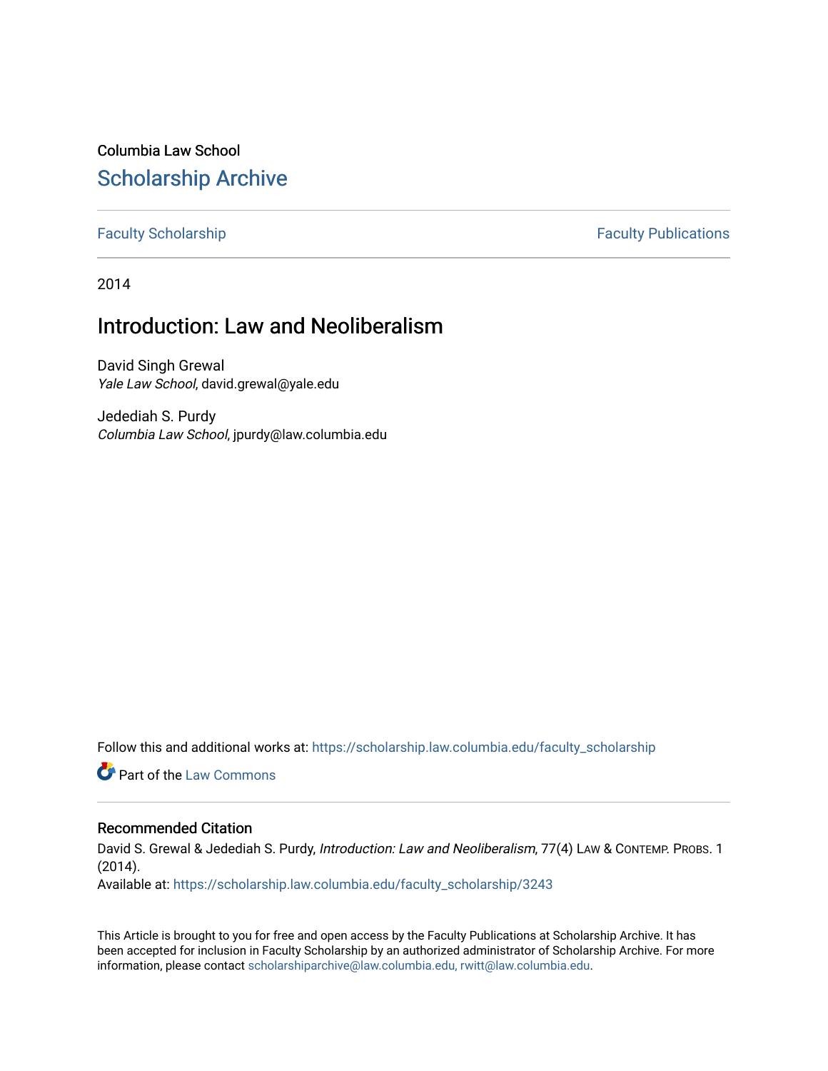Columbia Law School

# Scholarship Archive

Faculty Scholarship | Faculty Publications

2014

## Introduction: Law and Neoliberalism

David Singh Grewal
*Yale Law School*, david.grewal@yale.edu

Jedediah S. Purdy
*Columbia Law School*, jpurdy@law.columbia.edu

Follow this and additional works at: https://scholarship.law.columbia.edu/faculty_scholarship

Part of the Law Commons

### Recommended Citation

David S. Grewal & Jedediah S. Purdy, *Introduction: Law and Neoliberalism*, 77(4) LAW & CONTEMP. PROBS. 1 (2014).

Available at: https://scholarship.law.columbia.edu/faculty_scholarship/3243

This Article is brought to you for free and open access by the Faculty Publications at Scholarship Archive. It has been accepted for inclusion in Faculty Scholarship by an authorized administrator of Scholarship Archive. For more information, please contact scholarshiparchive@law.columbia.edu, rwitt@law.columbia.edu.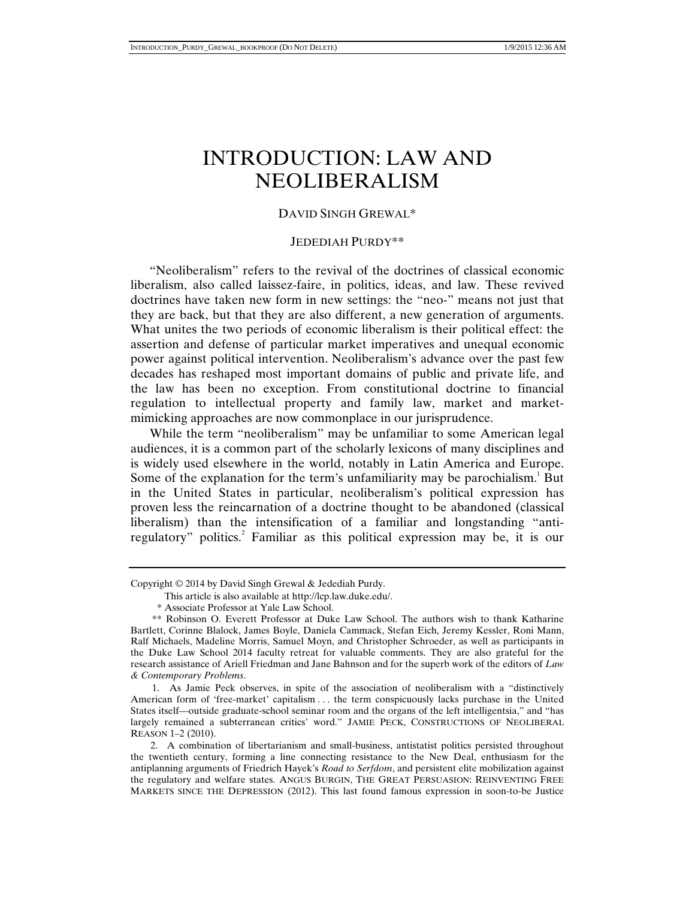# INTRODUCTION: LAW AND NEOLIBERALISM

DAVID SINGH GREWAL*

JEDEDIAH PURDY**

"Neoliberalism" refers to the revival of the doctrines of classical economic liberalism, also called laissez-faire, in politics, ideas, and law. These revived doctrines have taken new form in new settings: the "neo-" means not just that they are back, but that they are also different, a new generation of arguments. What unites the two periods of economic liberalism is their political effect: the assertion and defense of particular market imperatives and unequal economic power against political intervention. Neoliberalism's advance over the past few decades has reshaped most important domains of public and private life, and the law has been no exception. From constitutional doctrine to financial regulation to intellectual property and family law, market and market-mimicking approaches are now commonplace in our jurisprudence.

While the term "neoliberalism" may be unfamiliar to some American legal audiences, it is a common part of the scholarly lexicons of many disciplines and is widely used elsewhere in the world, notably in Latin America and Europe. Some of the explanation for the term's unfamiliarity may be parochialism.[1] But in the United States in particular, neoliberalism's political expression has proven less the reincarnation of a doctrine thought to be abandoned (classical liberalism) than the intensification of a familiar and longstanding "anti-regulatory" politics.[2] Familiar as this political expression may be, it is our

---

Copyright © 2014 by David Singh Grewal & Jedediah Purdy.

This article is also available at http://lcp.law.duke.edu/.

\* Associate Professor at Yale Law School.

\*\* Robinson O. Everett Professor at Duke Law School. The authors wish to thank Katharine Bartlett, Corinne Blalock, James Boyle, Daniela Cammack, Stefan Eich, Jeremy Kessler, Roni Mann, Ralf Michaels, Madeline Morris, Samuel Moyn, and Christopher Schroeder, as well as participants in the Duke Law School 2014 faculty retreat for valuable comments. They are also grateful for the research assistance of Ariell Friedman and Jane Bahnson and for the superb work of the editors of *Law & Contemporary Problems*.

1. As Jamie Peck observes, in spite of the association of neoliberalism with a "distinctively American form of 'free-market' capitalism . . . the term conspicuously lacks purchase in the United States itself—outside graduate-school seminar room and the organs of the left intelligentsia," and "has largely remained a subterranean critics' word." JAMIE PECK, CONSTRUCTIONS OF NEOLIBERAL REASON 1–2 (2010).

2. A combination of libertarianism and small-business, antistatist politics persisted throughout the twentieth century, forming a line connecting resistance to the New Deal, enthusiasm for the antiplanning arguments of Friedrich Hayek's *Road to Serfdom*, and persistent elite mobilization against the regulatory and welfare states. ANGUS BURGIN, THE GREAT PERSUASION: REINVENTING FREE MARKETS SINCE THE DEPRESSION (2012). This last found famous expression in soon-to-be Justice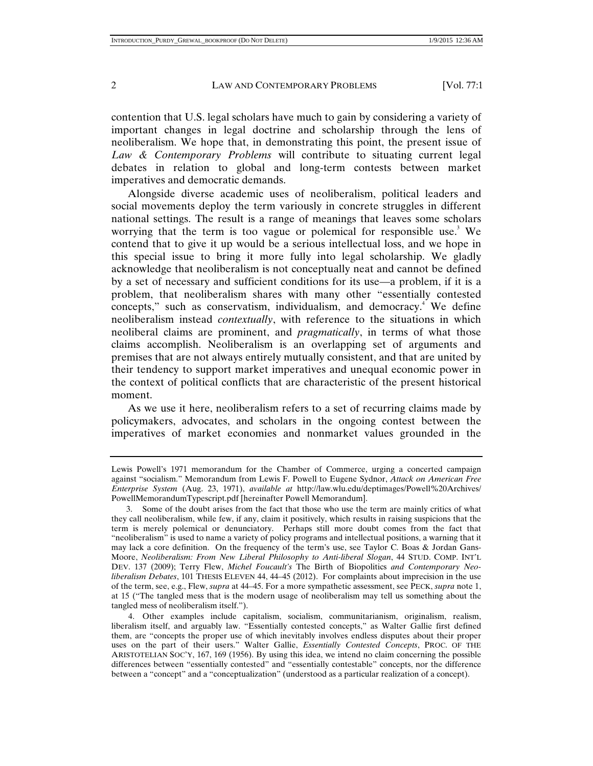contention that U.S. legal scholars have much to gain by considering a variety of important changes in legal doctrine and scholarship through the lens of neoliberalism. We hope that, in demonstrating this point, the present issue of *Law & Contemporary Problems* will contribute to situating current legal debates in relation to global and long-term contests between market imperatives and democratic demands.

Alongside diverse academic uses of neoliberalism, political leaders and social movements deploy the term variously in concrete struggles in different national settings. The result is a range of meanings that leaves some scholars worrying that the term is too vague or polemical for responsible use.[3] We contend that to give it up would be a serious intellectual loss, and we hope in this special issue to bring it more fully into legal scholarship. We gladly acknowledge that neoliberalism is not conceptually neat and cannot be defined by a set of necessary and sufficient conditions for its use—a problem, if it is a problem, that neoliberalism shares with many other "essentially contested concepts," such as conservatism, individualism, and democracy.[4] We define neoliberalism instead *contextually*, with reference to the situations in which neoliberal claims are prominent, and *pragmatically*, in terms of what those claims accomplish. Neoliberalism is an overlapping set of arguments and premises that are not always entirely mutually consistent, and that are united by their tendency to support market imperatives and unequal economic power in the context of political conflicts that are characteristic of the present historical moment.

As we use it here, neoliberalism refers to a set of recurring claims made by policymakers, advocates, and scholars in the ongoing contest between the imperatives of market economies and nonmarket values grounded in the

---

Lewis Powell's 1971 memorandum for the Chamber of Commerce, urging a concerted campaign against "socialism." Memorandum from Lewis F. Powell to Eugene Sydnor, *Attack on American Free Enterprise System* (Aug. 23, 1971), *available at* http://law.wlu.edu/deptimages/Powell%20Archives/PowellMemorandumTypescript.pdf [hereinafter Powell Memorandum].

3. Some of the doubt arises from the fact that those who use the term are mainly critics of what they call neoliberalism, while few, if any, claim it positively, which results in raising suspicions that the term is merely polemical or denunciatory. Perhaps still more doubt comes from the fact that "neoliberalism" is used to name a variety of policy programs and intellectual positions, a warning that it may lack a core definition. On the frequency of the term's use, see Taylor C. Boas & Jordan Gans-Moore, *Neoliberalism: From New Liberal Philosophy to Anti-liberal Slogan*, 44 STUD. COMP. INT'L DEV. 137 (2009); Terry Flew, *Michel Foucault's* The Birth of Biopolitics *and Contemporary Neo-liberalism Debates*, 101 THESIS ELEVEN 44, 44–45 (2012). For complaints about imprecision in the use of the term, see, e.g., Flew, *supra* at 44–45. For a more sympathetic assessment, see PECK, *supra* note 1, at 15 ("The tangled mess that is the modern usage of neoliberalism may tell us something about the tangled mess of neoliberalism itself.").

4. Other examples include capitalism, socialism, communitarianism, originalism, realism, liberalism itself, and arguably law. "Essentially contested concepts," as Walter Gallie first defined them, are "concepts the proper use of which inevitably involves endless disputes about their proper uses on the part of their users." Walter Gallie, *Essentially Contested Concepts*, PROC. OF THE ARISTOTELIAN SOC'Y, 167, 169 (1956). By using this idea, we intend no claim concerning the possible differences between "essentially contested" and "essentially contestable" concepts, nor the difference between a "concept" and a "conceptualization" (understood as a particular realization of a concept).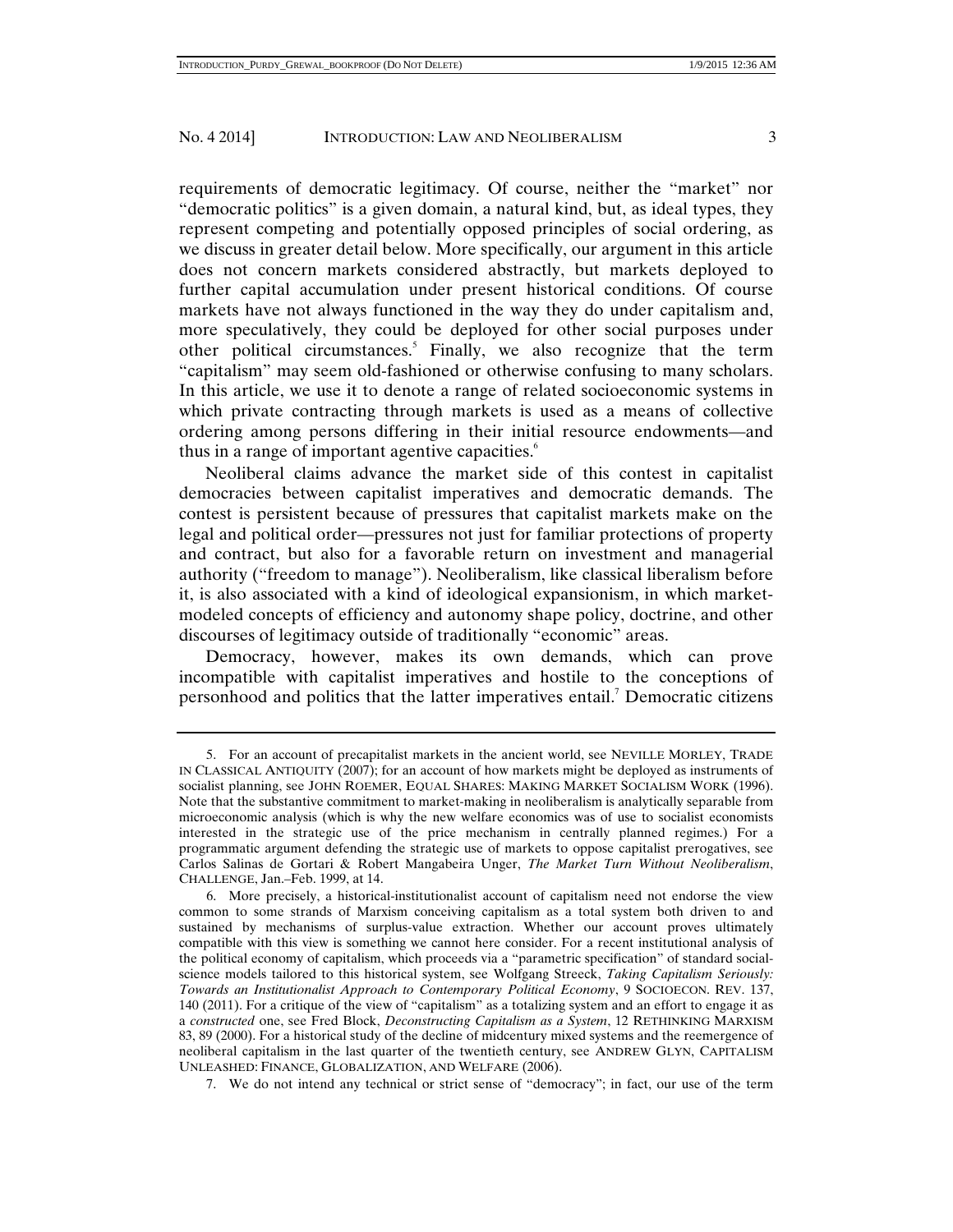requirements of democratic legitimacy. Of course, neither the "market" nor "democratic politics" is a given domain, a natural kind, but, as ideal types, they represent competing and potentially opposed principles of social ordering, as we discuss in greater detail below. More specifically, our argument in this article does not concern markets considered abstractly, but markets deployed to further capital accumulation under present historical conditions. Of course markets have not always functioned in the way they do under capitalism and, more speculatively, they could be deployed for other social purposes under other political circumstances.[5] Finally, we also recognize that the term "capitalism" may seem old-fashioned or otherwise confusing to many scholars. In this article, we use it to denote a range of related socioeconomic systems in which private contracting through markets is used as a means of collective ordering among persons differing in their initial resource endowments—and thus in a range of important agentive capacities.[6]

Neoliberal claims advance the market side of this contest in capitalist democracies between capitalist imperatives and democratic demands. The contest is persistent because of pressures that capitalist markets make on the legal and political order—pressures not just for familiar protections of property and contract, but also for a favorable return on investment and managerial authority ("freedom to manage"). Neoliberalism, like classical liberalism before it, is also associated with a kind of ideological expansionism, in which market-modeled concepts of efficiency and autonomy shape policy, doctrine, and other discourses of legitimacy outside of traditionally "economic" areas.

Democracy, however, makes its own demands, which can prove incompatible with capitalist imperatives and hostile to the conceptions of personhood and politics that the latter imperatives entail.[7] Democratic citizens

---

5. For an account of precapitalist markets in the ancient world, see NEVILLE MORLEY, TRADE IN CLASSICAL ANTIQUITY (2007); for an account of how markets might be deployed as instruments of socialist planning, see JOHN ROEMER, EQUAL SHARES: MAKING MARKET SOCIALISM WORK (1996). Note that the substantive commitment to market-making in neoliberalism is analytically separable from microeconomic analysis (which is why the new welfare economics was of use to socialist economists interested in the strategic use of the price mechanism in centrally planned regimes.) For a programmatic argument defending the strategic use of markets to oppose capitalist prerogatives, see Carlos Salinas de Gortari & Robert Mangabeira Unger, *The Market Turn Without Neoliberalism*, CHALLENGE, Jan.–Feb. 1999, at 14.

6. More precisely, a historical-institutionalist account of capitalism need not endorse the view common to some strands of Marxism conceiving capitalism as a total system both driven to and sustained by mechanisms of surplus-value extraction. Whether our account proves ultimately compatible with this view is something we cannot here consider. For a recent institutional analysis of the political economy of capitalism, which proceeds via a "parametric specification" of standard social-science models tailored to this historical system, see Wolfgang Streeck, *Taking Capitalism Seriously: Towards an Institutionalist Approach to Contemporary Political Economy*, 9 SOCIOECON. REV. 137, 140 (2011). For a critique of the view of "capitalism" as a totalizing system and an effort to engage it as a *constructed* one, see Fred Block, *Deconstructing Capitalism as a System*, 12 RETHINKING MARXISM 83, 89 (2000). For a historical study of the decline of midcentury mixed systems and the reemergence of neoliberal capitalism in the last quarter of the twentieth century, see ANDREW GLYN, CAPITALISM UNLEASHED: FINANCE, GLOBALIZATION, AND WELFARE (2006).

7. We do not intend any technical or strict sense of "democracy"; in fact, our use of the term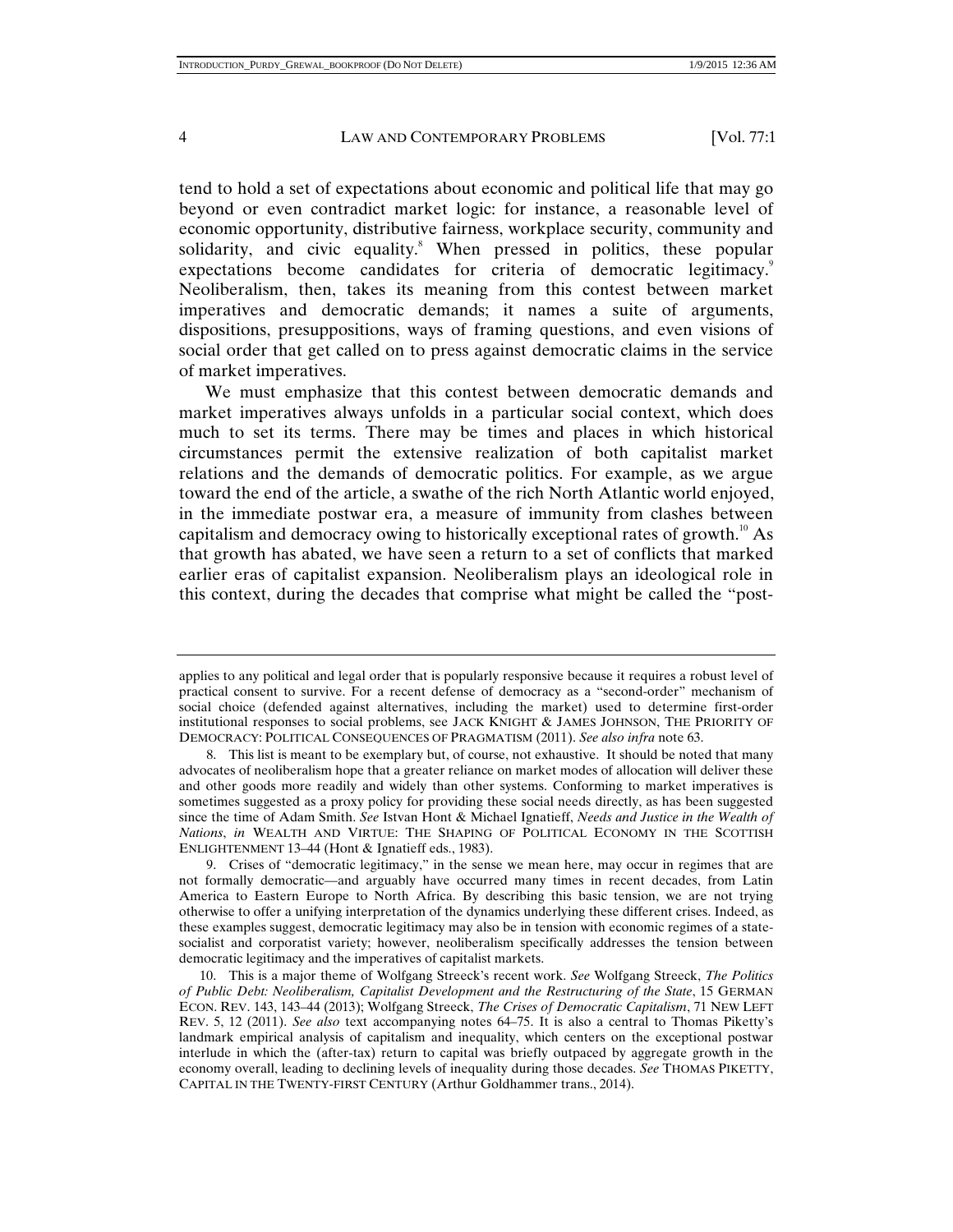tend to hold a set of expectations about economic and political life that may go beyond or even contradict market logic: for instance, a reasonable level of economic opportunity, distributive fairness, workplace security, community and solidarity, and civic equality.[8] When pressed in politics, these popular expectations become candidates for criteria of democratic legitimacy.[9] Neoliberalism, then, takes its meaning from this contest between market imperatives and democratic demands; it names a suite of arguments, dispositions, presuppositions, ways of framing questions, and even visions of social order that get called on to press against democratic claims in the service of market imperatives.

We must emphasize that this contest between democratic demands and market imperatives always unfolds in a particular social context, which does much to set its terms. There may be times and places in which historical circumstances permit the extensive realization of both capitalist market relations and the demands of democratic politics. For example, as we argue toward the end of the article, a swathe of the rich North Atlantic world enjoyed, in the immediate postwar era, a measure of immunity from clashes between capitalism and democracy owing to historically exceptional rates of growth.[10] As that growth has abated, we have seen a return to a set of conflicts that marked earlier eras of capitalist expansion. Neoliberalism plays an ideological role in this context, during the decades that comprise what might be called the "post-

---

applies to any political and legal order that is popularly responsive because it requires a robust level of practical consent to survive. For a recent defense of democracy as a "second-order" mechanism of social choice (defended against alternatives, including the market) used to determine first-order institutional responses to social problems, see JACK KNIGHT & JAMES JOHNSON, THE PRIORITY OF DEMOCRACY: POLITICAL CONSEQUENCES OF PRAGMATISM (2011). *See also infra* note 63.

8. This list is meant to be exemplary but, of course, not exhaustive. It should be noted that many advocates of neoliberalism hope that a greater reliance on market modes of allocation will deliver these and other goods more readily and widely than other systems. Conforming to market imperatives is sometimes suggested as a proxy policy for providing these social needs directly, as has been suggested since the time of Adam Smith. *See* Istvan Hont & Michael Ignatieff, *Needs and Justice in the Wealth of Nations*, *in* WEALTH AND VIRTUE: THE SHAPING OF POLITICAL ECONOMY IN THE SCOTTISH ENLIGHTENMENT 13–44 (Hont & Ignatieff eds., 1983).

9. Crises of "democratic legitimacy," in the sense we mean here, may occur in regimes that are not formally democratic—and arguably have occurred many times in recent decades, from Latin America to Eastern Europe to North Africa. By describing this basic tension, we are not trying otherwise to offer a unifying interpretation of the dynamics underlying these different crises. Indeed, as these examples suggest, democratic legitimacy may also be in tension with economic regimes of a state-socialist and corporatist variety; however, neoliberalism specifically addresses the tension between democratic legitimacy and the imperatives of capitalist markets.

10. This is a major theme of Wolfgang Streeck's recent work. *See* Wolfgang Streeck, *The Politics of Public Debt: Neoliberalism, Capitalist Development and the Restructuring of the State*, 15 GERMAN ECON. REV. 143, 143–44 (2013); Wolfgang Streeck, *The Crises of Democratic Capitalism*, 71 NEW LEFT REV. 5, 12 (2011). *See also* text accompanying notes 64–75. It is also a central to Thomas Piketty's landmark empirical analysis of capitalism and inequality, which centers on the exceptional postwar interlude in which the (after-tax) return to capital was briefly outpaced by aggregate growth in the economy overall, leading to declining levels of inequality during those decades. *See* THOMAS PIKETTY, CAPITAL IN THE TWENTY-FIRST CENTURY (Arthur Goldhammer trans., 2014).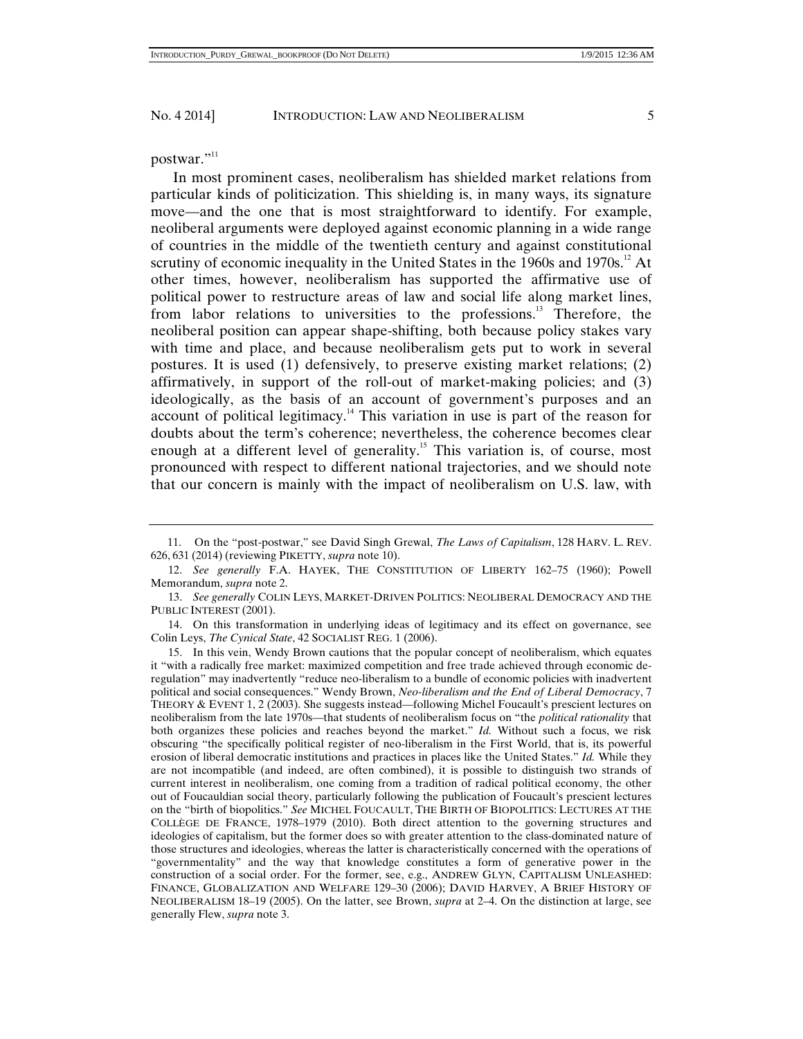postwar."[11]

In most prominent cases, neoliberalism has shielded market relations from particular kinds of politicization. This shielding is, in many ways, its signature move—and the one that is most straightforward to identify. For example, neoliberal arguments were deployed against economic planning in a wide range of countries in the middle of the twentieth century and against constitutional scrutiny of economic inequality in the United States in the 1960s and 1970s.[12] At other times, however, neoliberalism has supported the affirmative use of political power to restructure areas of law and social life along market lines, from labor relations to universities to the professions.[13] Therefore, the neoliberal position can appear shape-shifting, both because policy stakes vary with time and place, and because neoliberalism gets put to work in several postures. It is used (1) defensively, to preserve existing market relations; (2) affirmatively, in support of the roll-out of market-making policies; and (3) ideologically, as the basis of an account of government's purposes and an account of political legitimacy.[14] This variation in use is part of the reason for doubts about the term's coherence; nevertheless, the coherence becomes clear enough at a different level of generality.[15] This variation is, of course, most pronounced with respect to different national trajectories, and we should note that our concern is mainly with the impact of neoliberalism on U.S. law, with

---

11. On the "post-postwar," see David Singh Grewal, *The Laws of Capitalism*, 128 HARV. L. REV. 626, 631 (2014) (reviewing PIKETTY, *supra* note 10).

12. *See generally* F.A. HAYEK, THE CONSTITUTION OF LIBERTY 162–75 (1960); Powell Memorandum, *supra* note 2.

13. *See generally* COLIN LEYS, MARKET-DRIVEN POLITICS: NEOLIBERAL DEMOCRACY AND THE PUBLIC INTEREST (2001).

14. On this transformation in underlying ideas of legitimacy and its effect on governance, see Colin Leys, *The Cynical State*, 42 SOCIALIST REG. 1 (2006).

15. In this vein, Wendy Brown cautions that the popular concept of neoliberalism, which equates it "with a radically free market: maximized competition and free trade achieved through economic de-regulation" may inadvertently "reduce neo-liberalism to a bundle of economic policies with inadvertent political and social consequences." Wendy Brown, *Neo-liberalism and the End of Liberal Democracy*, 7 THEORY & EVENT 1, 2 (2003). She suggests instead—following Michel Foucault's prescient lectures on neoliberalism from the late 1970s—that students of neoliberalism focus on "the *political rationality* that both organizes these policies and reaches beyond the market." *Id.* Without such a focus, we risk obscuring "the specifically political register of neo-liberalism in the First World, that is, its powerful erosion of liberal democratic institutions and practices in places like the United States." *Id.* While they are not incompatible (and indeed, are often combined), it is possible to distinguish two strands of current interest in neoliberalism, one coming from a tradition of radical political economy, the other out of Foucauldian social theory, particularly following the publication of Foucault's prescient lectures on the "birth of biopolitics." *See* MICHEL FOUCAULT, THE BIRTH OF BIOPOLITICS: LECTURES AT THE COLLÈGE DE FRANCE, 1978–1979 (2010). Both direct attention to the governing structures and ideologies of capitalism, but the former does so with greater attention to the class-dominated nature of those structures and ideologies, whereas the latter is characteristically concerned with the operations of "governmentality" and the way that knowledge constitutes a form of generative power in the construction of a social order. For the former, see, e.g., ANDREW GLYN, CAPITALISM UNLEASHED: FINANCE, GLOBALIZATION AND WELFARE 129–30 (2006); DAVID HARVEY, A BRIEF HISTORY OF NEOLIBERALISM 18–19 (2005). On the latter, see Brown, *supra* at 2–4. On the distinction at large, see generally Flew, *supra* note 3.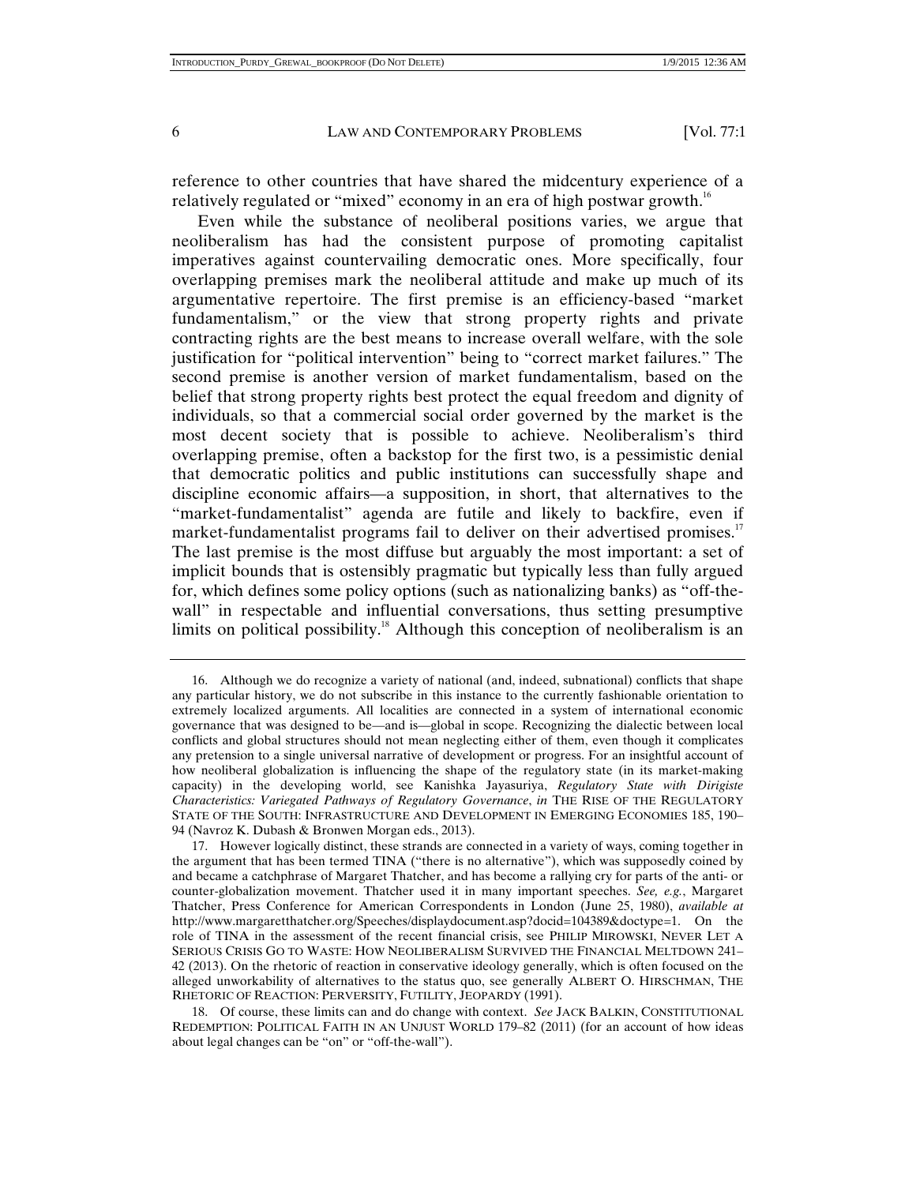reference to other countries that have shared the midcentury experience of a relatively regulated or "mixed" economy in an era of high postwar growth.[16]

Even while the substance of neoliberal positions varies, we argue that neoliberalism has had the consistent purpose of promoting capitalist imperatives against countervailing democratic ones. More specifically, four overlapping premises mark the neoliberal attitude and make up much of its argumentative repertoire. The first premise is an efficiency-based "market fundamentalism," or the view that strong property rights and private contracting rights are the best means to increase overall welfare, with the sole justification for "political intervention" being to "correct market failures." The second premise is another version of market fundamentalism, based on the belief that strong property rights best protect the equal freedom and dignity of individuals, so that a commercial social order governed by the market is the most decent society that is possible to achieve. Neoliberalism's third overlapping premise, often a backstop for the first two, is a pessimistic denial that democratic politics and public institutions can successfully shape and discipline economic affairs—a supposition, in short, that alternatives to the "market-fundamentalist" agenda are futile and likely to backfire, even if market-fundamentalist programs fail to deliver on their advertised promises.[17] The last premise is the most diffuse but arguably the most important: a set of implicit bounds that is ostensibly pragmatic but typically less than fully argued for, which defines some policy options (such as nationalizing banks) as "off-the-wall" in respectable and influential conversations, thus setting presumptive limits on political possibility.[18] Although this conception of neoliberalism is an

---

16. Although we do recognize a variety of national (and, indeed, subnational) conflicts that shape any particular history, we do not subscribe in this instance to the currently fashionable orientation to extremely localized arguments. All localities are connected in a system of international economic governance that was designed to be—and is—global in scope. Recognizing the dialectic between local conflicts and global structures should not mean neglecting either of them, even though it complicates any pretension to a single universal narrative of development or progress. For an insightful account of how neoliberal globalization is influencing the shape of the regulatory state (in its market-making capacity) in the developing world, see Kanishka Jayasuriya, *Regulatory State with Dirigiste Characteristics: Variegated Pathways of Regulatory Governance*, *in* THE RISE OF THE REGULATORY STATE OF THE SOUTH: INFRASTRUCTURE AND DEVELOPMENT IN EMERGING ECONOMIES 185, 190–94 (Navroz K. Dubash & Bronwen Morgan eds., 2013).

17. However logically distinct, these strands are connected in a variety of ways, coming together in the argument that has been termed TINA ("there is no alternative"), which was supposedly coined by and became a catchphrase of Margaret Thatcher, and has become a rallying cry for parts of the anti- or counter-globalization movement. Thatcher used it in many important speeches. *See, e.g.*, Margaret Thatcher, Press Conference for American Correspondents in London (June 25, 1980), *available at* http://www.margaretthatcher.org/Speeches/displaydocument.asp?docid=104389&doctype=1. On the role of TINA in the assessment of the recent financial crisis, see PHILIP MIROWSKI, NEVER LET A SERIOUS CRISIS GO TO WASTE: HOW NEOLIBERALISM SURVIVED THE FINANCIAL MELTDOWN 241–42 (2013). On the rhetoric of reaction in conservative ideology generally, which is often focused on the alleged unworkability of alternatives to the status quo, see generally ALBERT O. HIRSCHMAN, THE RHETORIC OF REACTION: PERVERSITY, FUTILITY, JEOPARDY (1991).

18. Of course, these limits can and do change with context. *See* JACK BALKIN, CONSTITUTIONAL REDEMPTION: POLITICAL FAITH IN AN UNJUST WORLD 179–82 (2011) (for an account of how ideas about legal changes can be "on" or "off-the-wall").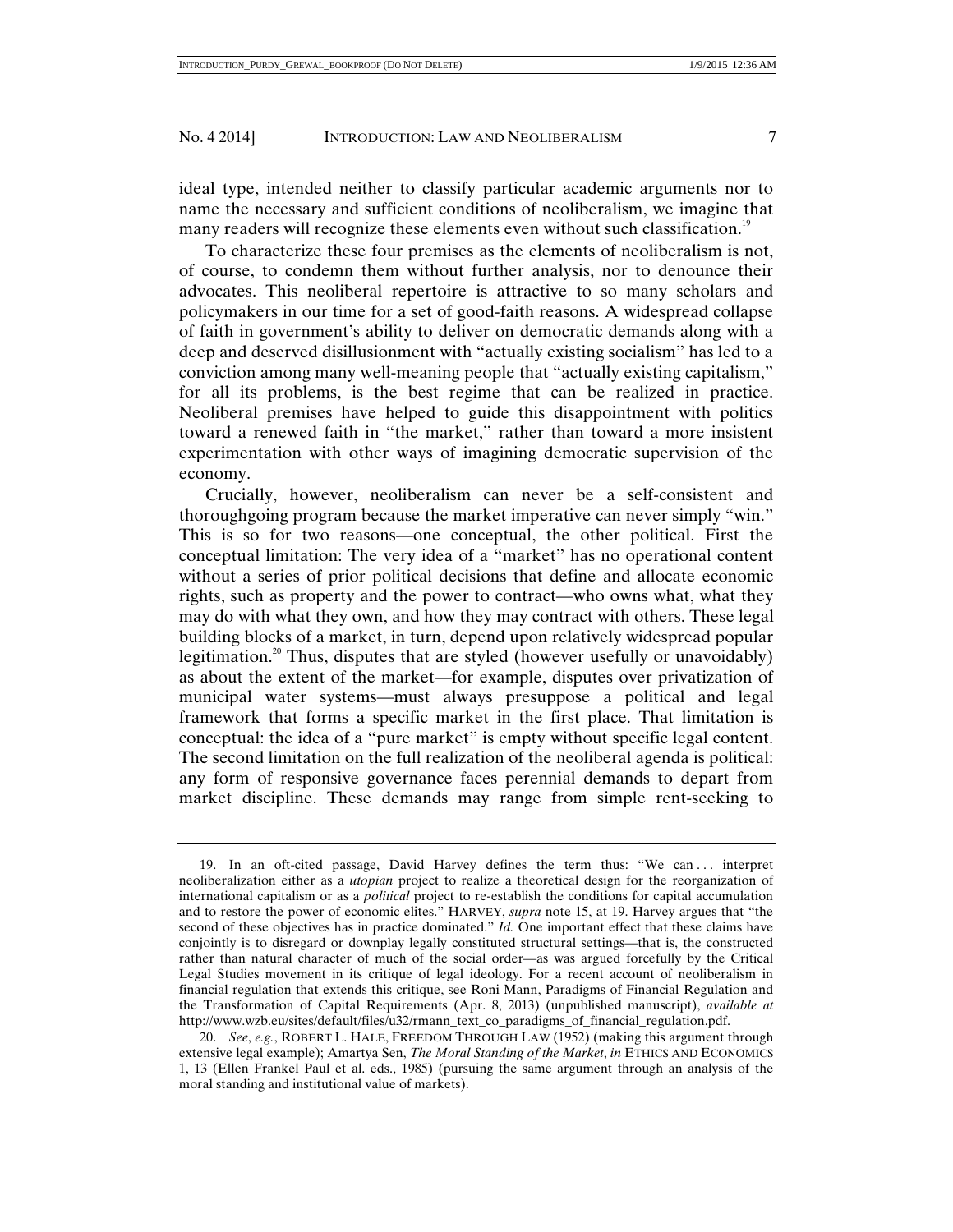ideal type, intended neither to classify particular academic arguments nor to name the necessary and sufficient conditions of neoliberalism, we imagine that many readers will recognize these elements even without such classification.[19]

To characterize these four premises as the elements of neoliberalism is not, of course, to condemn them without further analysis, nor to denounce their advocates. This neoliberal repertoire is attractive to so many scholars and policymakers in our time for a set of good-faith reasons. A widespread collapse of faith in government's ability to deliver on democratic demands along with a deep and deserved disillusionment with "actually existing socialism" has led to a conviction among many well-meaning people that "actually existing capitalism," for all its problems, is the best regime that can be realized in practice. Neoliberal premises have helped to guide this disappointment with politics toward a renewed faith in "the market," rather than toward a more insistent experimentation with other ways of imagining democratic supervision of the economy.

Crucially, however, neoliberalism can never be a self-consistent and thoroughgoing program because the market imperative can never simply "win." This is so for two reasons—one conceptual, the other political. First the conceptual limitation: The very idea of a "market" has no operational content without a series of prior political decisions that define and allocate economic rights, such as property and the power to contract—who owns what, what they may do with what they own, and how they may contract with others. These legal building blocks of a market, in turn, depend upon relatively widespread popular legitimation.[20] Thus, disputes that are styled (however usefully or unavoidably) as about the extent of the market—for example, disputes over privatization of municipal water systems—must always presuppose a political and legal framework that forms a specific market in the first place. That limitation is conceptual: the idea of a "pure market" is empty without specific legal content. The second limitation on the full realization of the neoliberal agenda is political: any form of responsive governance faces perennial demands to depart from market discipline. These demands may range from simple rent-seeking to

---

19. In an oft-cited passage, David Harvey defines the term thus: "We can . . . interpret neoliberalization either as a *utopian* project to realize a theoretical design for the reorganization of international capitalism or as a *political* project to re-establish the conditions for capital accumulation and to restore the power of economic elites." HARVEY, *supra* note 15, at 19. Harvey argues that "the second of these objectives has in practice dominated." *Id.* One important effect that these claims have conjointly is to disregard or downplay legally constituted structural settings—that is, the constructed rather than natural character of much of the social order—as was argued forcefully by the Critical Legal Studies movement in its critique of legal ideology. For a recent account of neoliberalism in financial regulation that extends this critique, see Roni Mann, Paradigms of Financial Regulation and the Transformation of Capital Requirements (Apr. 8, 2013) (unpublished manuscript), *available at* http://www.wzb.eu/sites/default/files/u32/rmann_text_co_paradigms_of_financial_regulation.pdf.

20. *See, e.g.*, ROBERT L. HALE, FREEDOM THROUGH LAW (1952) (making this argument through extensive legal example); Amartya Sen, *The Moral Standing of the Market*, *in* ETHICS AND ECONOMICS 1, 13 (Ellen Frankel Paul et al. eds., 1985) (pursuing the same argument through an analysis of the moral standing and institutional value of markets).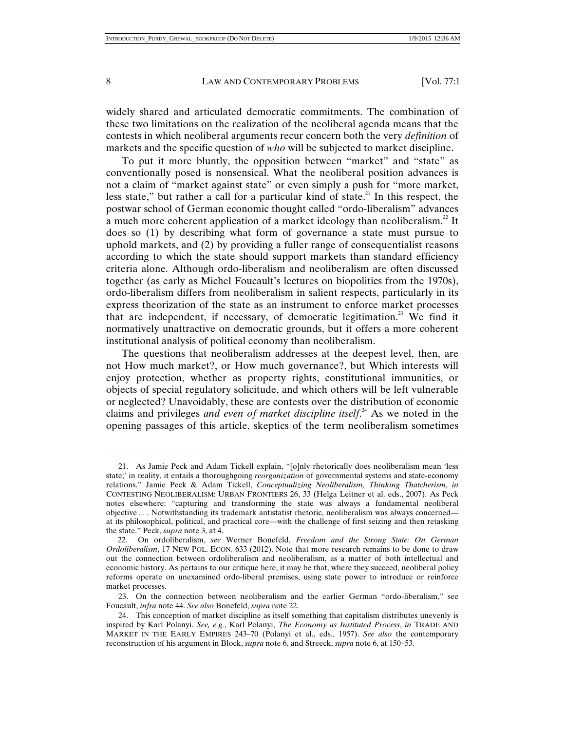widely shared and articulated democratic commitments. The combination of these two limitations on the realization of the neoliberal agenda means that the contests in which neoliberal arguments recur concern both the very *definition* of markets and the specific question of *who* will be subjected to market discipline.

To put it more bluntly, the opposition between "market" and "state" as conventionally posed is nonsensical. What the neoliberal position advances is not a claim of "market against state" or even simply a push for "more market, less state," but rather a call for a particular kind of state.[21] In this respect, the postwar school of German economic thought called "ordo-liberalism" advances a much more coherent application of a market ideology than neoliberalism.[22] It does so (1) by describing what form of governance a state must pursue to uphold markets, and (2) by providing a fuller range of consequentialist reasons according to which the state should support markets than standard efficiency criteria alone. Although ordo-liberalism and neoliberalism are often discussed together (as early as Michel Foucault's lectures on biopolitics from the 1970s), ordo-liberalism differs from neoliberalism in salient respects, particularly in its express theorization of the state as an instrument to enforce market processes that are independent, if necessary, of democratic legitimation.[23] We find it normatively unattractive on democratic grounds, but it offers a more coherent institutional analysis of political economy than neoliberalism.

The questions that neoliberalism addresses at the deepest level, then, are not How much market?, or How much governance?, but Which interests will enjoy protection, whether as property rights, constitutional immunities, or objects of special regulatory solicitude, and which others will be left vulnerable or neglected? Unavoidably, these are contests over the distribution of economic claims and privileges *and even of market discipline itself*.[24] As we noted in the opening passages of this article, skeptics of the term neoliberalism sometimes

---

21. As Jamie Peck and Adam Tickell explain, "[o]nly rhetorically does neoliberalism mean 'less state;' in reality, it entails a thoroughgoing *reorganization* of governmental systems and state-economy relations." Jamie Peck & Adam Tickell, *Conceptualizing Neoliberalism, Thinking Thatcherism*, *in* CONTESTING NEOLIBERALISM: URBAN FRONTIERS 26, 33 (Helga Leitner et al. eds., 2007). As Peck notes elsewhere: "capturing and transforming the state was always a fundamental neoliberal objective . . . Notwithstanding its trademark antistatist rhetoric, neoliberalism was always concerned—at its philosophical, political, and practical core—with the challenge of first seizing and then retasking the state." Peck, *supra* note 3, at 4.

22. On ordoliberalism, *see* Werner Bonefeld, *Freedom and the Strong State: On German Ordoliberalism*, 17 NEW POL. ECON. 633 (2012). Note that more research remains to be done to draw out the connection between ordoliberalism and neoliberalism, as a matter of both intellectual and economic history. As pertains to our critique here, it may be that, where they succeed, neoliberal policy reforms operate on unexamined ordo-liberal premises, using state power to introduce or reinforce market processes.

23. On the connection between neoliberalism and the earlier German "ordo-liberalism," see Foucault, *infra* note 44. *See also* Bonefeld, *supra* note 22.

24. This conception of market discipline as itself something that capitalism distributes unevenly is inspired by Karl Polanyi. *See, e.g.*, Karl Polanyi, *The Economy as Instituted Process*, *in* TRADE AND MARKET IN THE EARLY EMPIRES 243–70 (Polanyi et al., eds., 1957). *See also* the contemporary reconstruction of his argument in Block, *supra* note 6, and Streeck, *supra* note 6, at 150–53.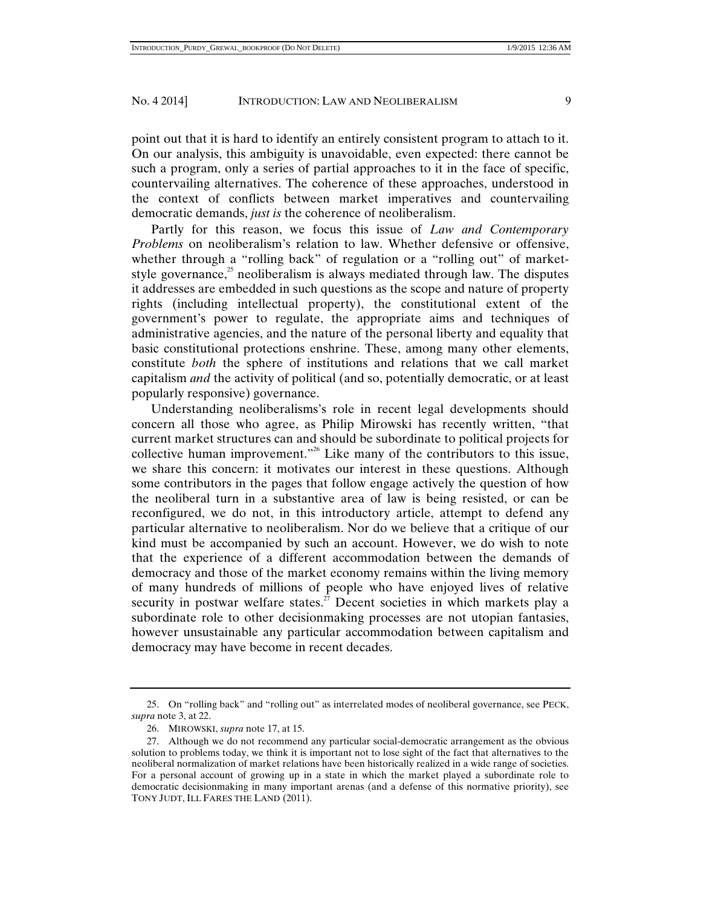point out that it is hard to identify an entirely consistent program to attach to it. On our analysis, this ambiguity is unavoidable, even expected: there cannot be such a program, only a series of partial approaches to it in the face of specific, countervailing alternatives. The coherence of these approaches, understood in the context of conflicts between market imperatives and countervailing democratic demands, *just is* the coherence of neoliberalism.

Partly for this reason, we focus this issue of *Law and Contemporary Problems* on neoliberalism's relation to law. Whether defensive or offensive, whether through a "rolling back" of regulation or a "rolling out" of market-style governance,[25] neoliberalism is always mediated through law. The disputes it addresses are embedded in such questions as the scope and nature of property rights (including intellectual property), the constitutional extent of the government's power to regulate, the appropriate aims and techniques of administrative agencies, and the nature of the personal liberty and equality that basic constitutional protections enshrine. These, among many other elements, constitute *both* the sphere of institutions and relations that we call market capitalism *and* the activity of political (and so, potentially democratic, or at least popularly responsive) governance.

Understanding neoliberalisms's role in recent legal developments should concern all those who agree, as Philip Mirowski has recently written, "that current market structures can and should be subordinate to political projects for collective human improvement."[26] Like many of the contributors to this issue, we share this concern: it motivates our interest in these questions. Although some contributors in the pages that follow engage actively the question of how the neoliberal turn in a substantive area of law is being resisted, or can be reconfigured, we do not, in this introductory article, attempt to defend any particular alternative to neoliberalism. Nor do we believe that a critique of our kind must be accompanied by such an account. However, we do wish to note that the experience of a different accommodation between the demands of democracy and those of the market economy remains within the living memory of many hundreds of millions of people who have enjoyed lives of relative security in postwar welfare states.[27] Decent societies in which markets play a subordinate role to other decisionmaking processes are not utopian fantasies, however unsustainable any particular accommodation between capitalism and democracy may have become in recent decades.

---

25. On "rolling back" and "rolling out" as interrelated modes of neoliberal governance, see PECK, *supra* note 3, at 22.

26. MIROWSKI, *supra* note 17, at 15.

27. Although we do not recommend any particular social-democratic arrangement as the obvious solution to problems today, we think it is important not to lose sight of the fact that alternatives to the neoliberal normalization of market relations have been historically realized in a wide range of societies. For a personal account of growing up in a state in which the market played a subordinate role to democratic decisionmaking in many important arenas (and a defense of this normative priority), see TONY JUDT, ILL FARES THE LAND (2011).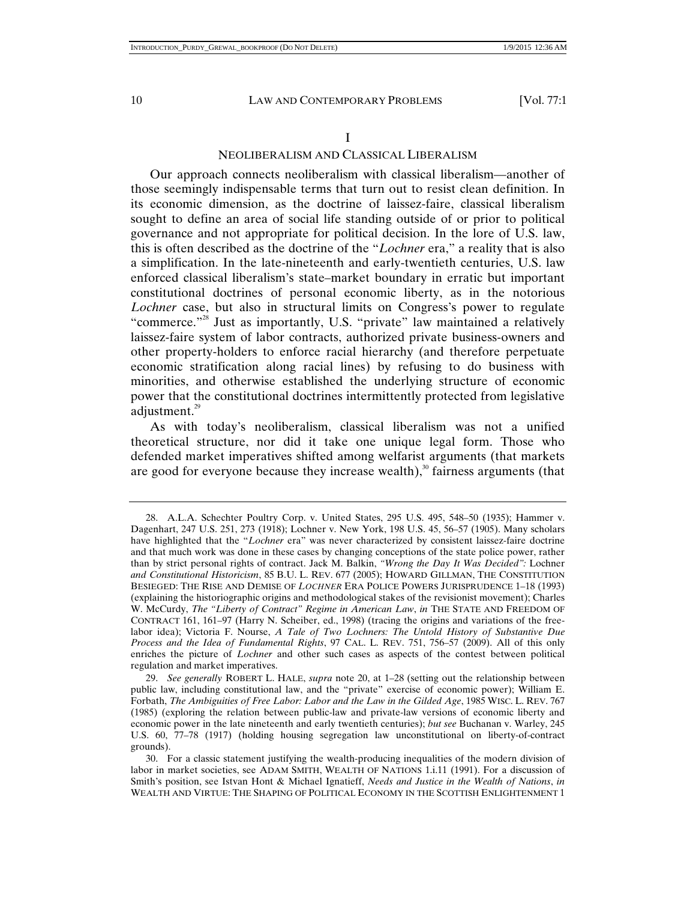## I

## NEOLIBERALISM AND CLASSICAL LIBERALISM

Our approach connects neoliberalism with classical liberalism—another of those seemingly indispensable terms that turn out to resist clean definition. In its economic dimension, as the doctrine of laissez-faire, classical liberalism sought to define an area of social life standing outside of or prior to political governance and not appropriate for political decision. In the lore of U.S. law, this is often described as the doctrine of the "*Lochner* era," a reality that is also a simplification. In the late-nineteenth and early-twentieth centuries, U.S. law enforced classical liberalism's state–market boundary in erratic but important constitutional doctrines of personal economic liberty, as in the notorious *Lochner* case, but also in structural limits on Congress's power to regulate "commerce."[28] Just as importantly, U.S. "private" law maintained a relatively laissez-faire system of labor contracts, authorized private business-owners and other property-holders to enforce racial hierarchy (and therefore perpetuate economic stratification along racial lines) by refusing to do business with minorities, and otherwise established the underlying structure of economic power that the constitutional doctrines intermittently protected from legislative adjustment.[29]

As with today's neoliberalism, classical liberalism was not a unified theoretical structure, nor did it take one unique legal form. Those who defended market imperatives shifted among welfarist arguments (that markets are good for everyone because they increase wealth),[30] fairness arguments (that

---

28. A.L.A. Schechter Poultry Corp. v. United States, 295 U.S. 495, 548–50 (1935); Hammer v. Dagenhart, 247 U.S. 251, 273 (1918); Lochner v. New York, 198 U.S. 45, 56–57 (1905). Many scholars have highlighted that the "*Lochner* era" was never characterized by consistent laissez-faire doctrine and that much work was done in these cases by changing conceptions of the state police power, rather than by strict personal rights of contract. Jack M. Balkin, *"Wrong the Day It Was Decided":* Lochner *and Constitutional Historicism*, 85 B.U. L. REV. 677 (2005); HOWARD GILLMAN, THE CONSTITUTION BESIEGED: THE RISE AND DEMISE OF *LOCHNER* ERA POLICE POWERS JURISPRUDENCE 1–18 (1993) (explaining the historiographic origins and methodological stakes of the revisionist movement); Charles W. McCurdy, *The "Liberty of Contract" Regime in American Law*, *in* THE STATE AND FREEDOM OF CONTRACT 161, 161–97 (Harry N. Scheiber, ed., 1998) (tracing the origins and variations of the free-labor idea); Victoria F. Nourse, *A Tale of Two Lochners: The Untold History of Substantive Due Process and the Idea of Fundamental Rights*, 97 CAL. L. REV. 751, 756–57 (2009). All of this only enriches the picture of *Lochner* and other such cases as aspects of the contest between political regulation and market imperatives.

29. *See generally* ROBERT L. HALE, *supra* note 20, at 1–28 (setting out the relationship between public law, including constitutional law, and the "private" exercise of economic power); William E. Forbath, *The Ambiguities of Free Labor: Labor and the Law in the Gilded Age*, 1985 WISC. L. REV. 767 (1985) (exploring the relation between public-law and private-law versions of economic liberty and economic power in the late nineteenth and early twentieth centuries); *but see* Buchanan v. Warley, 245 U.S. 60, 77–78 (1917) (holding housing segregation law unconstitutional on liberty-of-contract grounds).

30. For a classic statement justifying the wealth-producing inequalities of the modern division of labor in market societies, see ADAM SMITH, WEALTH OF NATIONS 1.i.11 (1991). For a discussion of Smith's position, see Istvan Hont & Michael Ignatieff, *Needs and Justice in the Wealth of Nations*, *in* WEALTH AND VIRTUE: THE SHAPING OF POLITICAL ECONOMY IN THE SCOTTISH ENLIGHTENMENT 1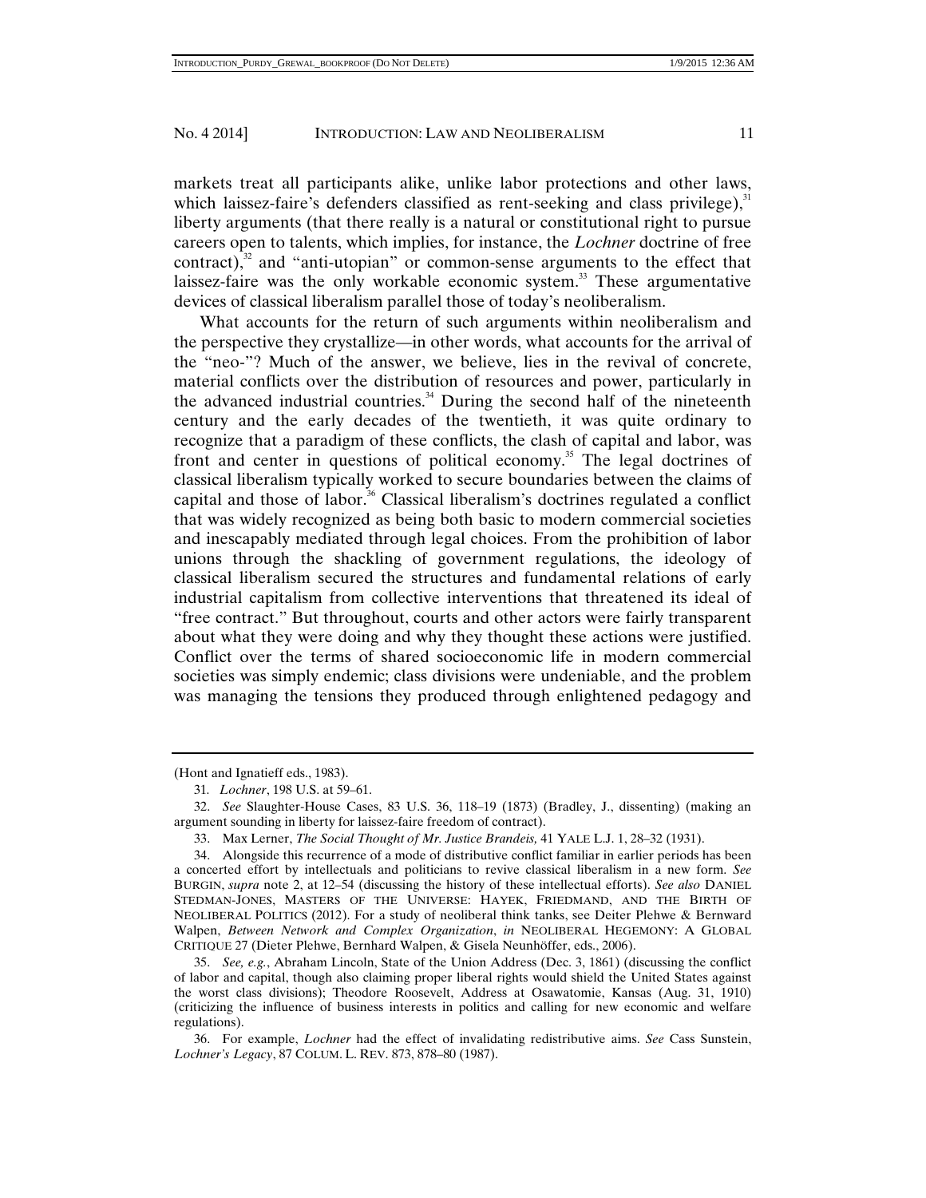markets treat all participants alike, unlike labor protections and other laws, which laissez-faire's defenders classified as rent-seeking and class privilege),[31] liberty arguments (that there really is a natural or constitutional right to pursue careers open to talents, which implies, for instance, the *Lochner* doctrine of free contract),[32] and "anti-utopian" or common-sense arguments to the effect that laissez-faire was the only workable economic system.[33] These argumentative devices of classical liberalism parallel those of today's neoliberalism.

What accounts for the return of such arguments within neoliberalism and the perspective they crystallize—in other words, what accounts for the arrival of the "neo-"? Much of the answer, we believe, lies in the revival of concrete, material conflicts over the distribution of resources and power, particularly in the advanced industrial countries.[34] During the second half of the nineteenth century and the early decades of the twentieth, it was quite ordinary to recognize that a paradigm of these conflicts, the clash of capital and labor, was front and center in questions of political economy.[35] The legal doctrines of classical liberalism typically worked to secure boundaries between the claims of capital and those of labor.[36] Classical liberalism's doctrines regulated a conflict that was widely recognized as being both basic to modern commercial societies and inescapably mediated through legal choices. From the prohibition of labor unions through the shackling of government regulations, the ideology of classical liberalism secured the structures and fundamental relations of early industrial capitalism from collective interventions that threatened its ideal of "free contract." But throughout, courts and other actors were fairly transparent about what they were doing and why they thought these actions were justified. Conflict over the terms of shared socioeconomic life in modern commercial societies was simply endemic; class divisions were undeniable, and the problem was managing the tensions they produced through enlightened pedagogy and

---

(Hont and Ignatieff eds., 1983).

31. *Lochner*, 198 U.S. at 59–61.

32. *See* Slaughter-House Cases, 83 U.S. 36, 118–19 (1873) (Bradley, J., dissenting) (making an argument sounding in liberty for laissez-faire freedom of contract).

33. Max Lerner, *The Social Thought of Mr. Justice Brandeis,* 41 YALE L.J. 1, 28–32 (1931).

34. Alongside this recurrence of a mode of distributive conflict familiar in earlier periods has been a concerted effort by intellectuals and politicians to revive classical liberalism in a new form. *See* BURGIN, *supra* note 2, at 12–54 (discussing the history of these intellectual efforts). *See also* DANIEL STEDMAN-JONES, MASTERS OF THE UNIVERSE: HAYEK, FRIEDMAND, AND THE BIRTH OF NEOLIBERAL POLITICS (2012). For a study of neoliberal think tanks, see Deiter Plehwe & Bernward Walpen, *Between Network and Complex Organization*, *in* NEOLIBERAL HEGEMONY: A GLOBAL CRITIQUE 27 (Dieter Plehwe, Bernhard Walpen, & Gisela Neunhöffer, eds., 2006).

35. *See, e.g.*, Abraham Lincoln, State of the Union Address (Dec. 3, 1861) (discussing the conflict of labor and capital, though also claiming proper liberal rights would shield the United States against the worst class divisions); Theodore Roosevelt, Address at Osawatomie, Kansas (Aug. 31, 1910) (criticizing the influence of business interests in politics and calling for new economic and welfare regulations).

36. For example, *Lochner* had the effect of invalidating redistributive aims. *See* Cass Sunstein, *Lochner's Legacy*, 87 COLUM. L. REV. 873, 878–80 (1987).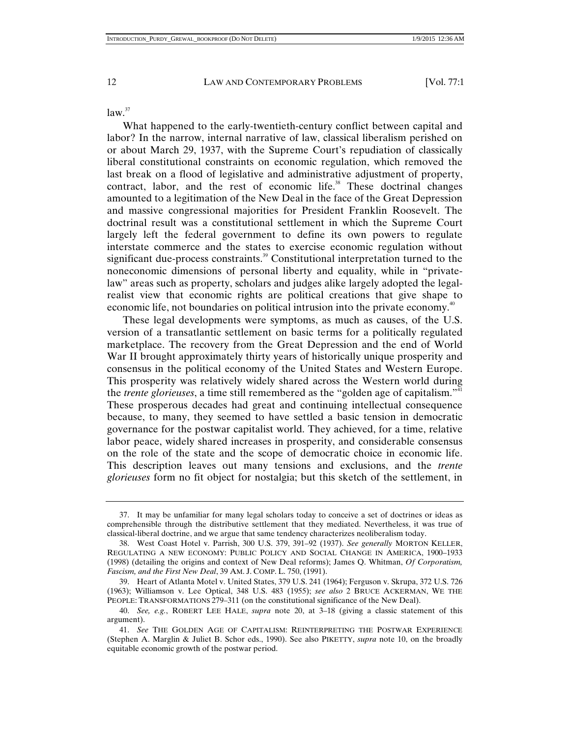law.[37]

What happened to the early-twentieth-century conflict between capital and labor? In the narrow, internal narrative of law, classical liberalism perished on or about March 29, 1937, with the Supreme Court's repudiation of classically liberal constitutional constraints on economic regulation, which removed the last break on a flood of legislative and administrative adjustment of property, contract, labor, and the rest of economic life.[38] These doctrinal changes amounted to a legitimation of the New Deal in the face of the Great Depression and massive congressional majorities for President Franklin Roosevelt. The doctrinal result was a constitutional settlement in which the Supreme Court largely left the federal government to define its own powers to regulate interstate commerce and the states to exercise economic regulation without significant due-process constraints.[39] Constitutional interpretation turned to the noneconomic dimensions of personal liberty and equality, while in "private-law" areas such as property, scholars and judges alike largely adopted the legal-realist view that economic rights are political creations that give shape to economic life, not boundaries on political intrusion into the private economy.[40]

These legal developments were symptoms, as much as causes, of the U.S. version of a transatlantic settlement on basic terms for a politically regulated marketplace. The recovery from the Great Depression and the end of World War II brought approximately thirty years of historically unique prosperity and consensus in the political economy of the United States and Western Europe. This prosperity was relatively widely shared across the Western world during the *trente glorieuses*, a time still remembered as the "golden age of capitalism."[41] These prosperous decades had great and continuing intellectual consequence because, to many, they seemed to have settled a basic tension in democratic governance for the postwar capitalist world. They achieved, for a time, relative labor peace, widely shared increases in prosperity, and considerable consensus on the role of the state and the scope of democratic choice in economic life. This description leaves out many tensions and exclusions, and the *trente glorieuses* form no fit object for nostalgia; but this sketch of the settlement, in

---

37. It may be unfamiliar for many legal scholars today to conceive a set of doctrines or ideas as comprehensible through the distributive settlement that they mediated. Nevertheless, it was true of classical-liberal doctrine, and we argue that same tendency characterizes neoliberalism today.

38. West Coast Hotel v. Parrish, 300 U.S. 379, 391–92 (1937). *See generally* MORTON KELLER, REGULATING A NEW ECONOMY: PUBLIC POLICY AND SOCIAL CHANGE IN AMERICA, 1900–1933 (1998) (detailing the origins and context of New Deal reforms); James Q. Whitman, *Of Corporatism, Fascism, and the First New Deal*, 39 AM. J. COMP. L. 750, (1991).

39. Heart of Atlanta Motel v. United States, 379 U.S. 241 (1964); Ferguson v. Skrupa, 372 U.S. 726 (1963); Williamson v. Lee Optical, 348 U.S. 483 (1955); *see also* 2 BRUCE ACKERMAN, WE THE PEOPLE: TRANSFORMATIONS 279–311 (on the constitutional significance of the New Deal).

40. *See, e.g.*, ROBERT LEE HALE, *supra* note 20, at 3–18 (giving a classic statement of this argument).

41. *See* THE GOLDEN AGE OF CAPITALISM: REINTERPRETING THE POSTWAR EXPERIENCE (Stephen A. Marglin & Juliet B. Schor eds., 1990). See also PIKETTY, *supra* note 10, on the broadly equitable economic growth of the postwar period.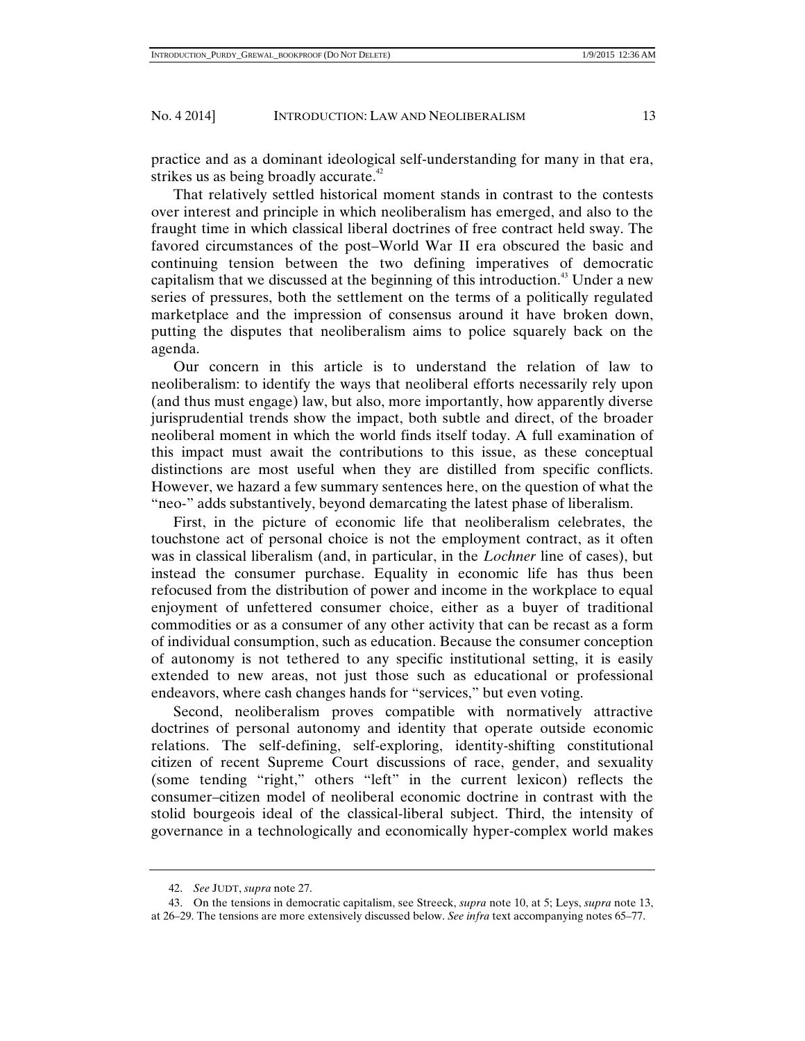practice and as a dominant ideological self-understanding for many in that era, strikes us as being broadly accurate.[42]

That relatively settled historical moment stands in contrast to the contests over interest and principle in which neoliberalism has emerged, and also to the fraught time in which classical liberal doctrines of free contract held sway. The favored circumstances of the post–World War II era obscured the basic and continuing tension between the two defining imperatives of democratic capitalism that we discussed at the beginning of this introduction.[43] Under a new series of pressures, both the settlement on the terms of a politically regulated marketplace and the impression of consensus around it have broken down, putting the disputes that neoliberalism aims to police squarely back on the agenda.

Our concern in this article is to understand the relation of law to neoliberalism: to identify the ways that neoliberal efforts necessarily rely upon (and thus must engage) law, but also, more importantly, how apparently diverse jurisprudential trends show the impact, both subtle and direct, of the broader neoliberal moment in which the world finds itself today. A full examination of this impact must await the contributions to this issue, as these conceptual distinctions are most useful when they are distilled from specific conflicts. However, we hazard a few summary sentences here, on the question of what the "neo-" adds substantively, beyond demarcating the latest phase of liberalism.

First, in the picture of economic life that neoliberalism celebrates, the touchstone act of personal choice is not the employment contract, as it often was in classical liberalism (and, in particular, in the *Lochner* line of cases), but instead the consumer purchase. Equality in economic life has thus been refocused from the distribution of power and income in the workplace to equal enjoyment of unfettered consumer choice, either as a buyer of traditional commodities or as a consumer of any other activity that can be recast as a form of individual consumption, such as education. Because the consumer conception of autonomy is not tethered to any specific institutional setting, it is easily extended to new areas, not just those such as educational or professional endeavors, where cash changes hands for "services," but even voting.

Second, neoliberalism proves compatible with normatively attractive doctrines of personal autonomy and identity that operate outside economic relations. The self-defining, self-exploring, identity-shifting constitutional citizen of recent Supreme Court discussions of race, gender, and sexuality (some tending "right," others "left" in the current lexicon) reflects the consumer–citizen model of neoliberal economic doctrine in contrast with the stolid bourgeois ideal of the classical-liberal subject. Third, the intensity of governance in a technologically and economically hyper-complex world makes

---

42. *See* JUDT, *supra* note 27.

43. On the tensions in democratic capitalism, see Streeck, *supra* note 10, at 5; Leys, *supra* note 13, at 26–29. The tensions are more extensively discussed below. *See infra* text accompanying notes 65–77.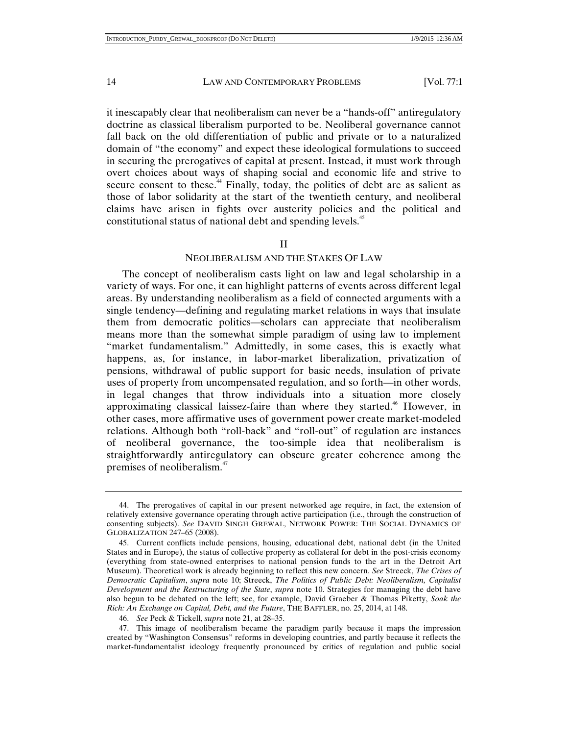it inescapably clear that neoliberalism can never be a "hands-off" antiregulatory doctrine as classical liberalism purported to be. Neoliberal governance cannot fall back on the old differentiation of public and private or to a naturalized domain of "the economy" and expect these ideological formulations to succeed in securing the prerogatives of capital at present. Instead, it must work through overt choices about ways of shaping social and economic life and strive to secure consent to these.[44] Finally, today, the politics of debt are as salient as those of labor solidarity at the start of the twentieth century, and neoliberal claims have arisen in fights over austerity policies and the political and constitutional status of national debt and spending levels.[45]

## II

## NEOLIBERALISM AND THE STAKES OF LAW

The concept of neoliberalism casts light on law and legal scholarship in a variety of ways. For one, it can highlight patterns of events across different legal areas. By understanding neoliberalism as a field of connected arguments with a single tendency—defining and regulating market relations in ways that insulate them from democratic politics—scholars can appreciate that neoliberalism means more than the somewhat simple paradigm of using law to implement "market fundamentalism." Admittedly, in some cases, this is exactly what happens, as, for instance, in labor-market liberalization, privatization of pensions, withdrawal of public support for basic needs, insulation of private uses of property from uncompensated regulation, and so forth—in other words, in legal changes that throw individuals into a situation more closely approximating classical laissez-faire than where they started.[46] However, in other cases, more affirmative uses of government power create market-modeled relations. Although both "roll-back" and "roll-out" of regulation are instances of neoliberal governance, the too-simple idea that neoliberalism is straightforwardly antiregulatory can obscure greater coherence among the premises of neoliberalism.[47]

---

44. The prerogatives of capital in our present networked age require, in fact, the extension of relatively extensive governance operating through active participation (i.e., through the construction of consenting subjects). *See* DAVID SINGH GREWAL, NETWORK POWER: THE SOCIAL DYNAMICS OF GLOBALIZATION 247–65 (2008).

45. Current conflicts include pensions, housing, educational debt, national debt (in the United States and in Europe), the status of collective property as collateral for debt in the post-crisis economy (everything from state-owned enterprises to national pension funds to the art in the Detroit Art Museum). Theoretical work is already beginning to reflect this new concern. *See* Streeck, *The Crises of Democratic Capitalism*, *supra* note 10; Streeck, *The Politics of Public Debt: Neoliberalism, Capitalist Development and the Restructuring of the State*, *supra* note 10. Strategies for managing the debt have also begun to be debated on the left; see, for example, David Graeber & Thomas Piketty, *Soak the Rich: An Exchange on Capital, Debt, and the Future*, THE BAFFLER, no. 25, 2014, at 148.

46. *See* Peck & Tickell, *supra* note 21, at 28–35.

47. This image of neoliberalism became the paradigm partly because it maps the impression created by "Washington Consensus" reforms in developing countries, and partly because it reflects the market-fundamentalist ideology frequently pronounced by critics of regulation and public social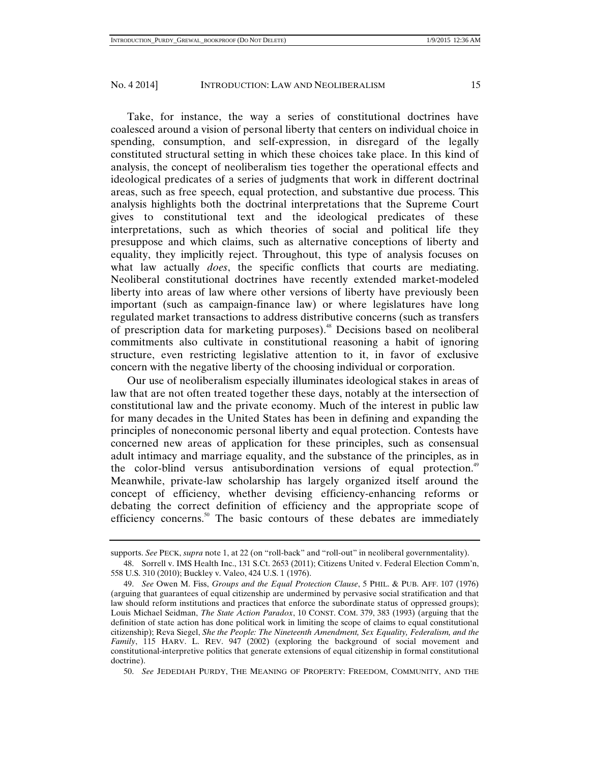Take, for instance, the way a series of constitutional doctrines have coalesced around a vision of personal liberty that centers on individual choice in spending, consumption, and self-expression, in disregard of the legally constituted structural setting in which these choices take place. In this kind of analysis, the concept of neoliberalism ties together the operational effects and ideological predicates of a series of judgments that work in different doctrinal areas, such as free speech, equal protection, and substantive due process. This analysis highlights both the doctrinal interpretations that the Supreme Court gives to constitutional text and the ideological predicates of these interpretations, such as which theories of social and political life they presuppose and which claims, such as alternative conceptions of liberty and equality, they implicitly reject. Throughout, this type of analysis focuses on what law actually *does*, the specific conflicts that courts are mediating. Neoliberal constitutional doctrines have recently extended market-modeled liberty into areas of law where other versions of liberty have previously been important (such as campaign-finance law) or where legislatures have long regulated market transactions to address distributive concerns (such as transfers of prescription data for marketing purposes).[48] Decisions based on neoliberal commitments also cultivate in constitutional reasoning a habit of ignoring structure, even restricting legislative attention to it, in favor of exclusive concern with the negative liberty of the choosing individual or corporation.

Our use of neoliberalism especially illuminates ideological stakes in areas of law that are not often treated together these days, notably at the intersection of constitutional law and the private economy. Much of the interest in public law for many decades in the United States has been in defining and expanding the principles of noneconomic personal liberty and equal protection. Contests have concerned new areas of application for these principles, such as consensual adult intimacy and marriage equality, and the substance of the principles, as in the color-blind versus antisubordination versions of equal protection.[49] Meanwhile, private-law scholarship has largely organized itself around the concept of efficiency, whether devising efficiency-enhancing reforms or debating the correct definition of efficiency and the appropriate scope of efficiency concerns.[50] The basic contours of these debates are immediately

---

supports. *See* PECK, *supra* note 1, at 22 (on "roll-back" and "roll-out" in neoliberal governmentality).

48. Sorrell v. IMS Health Inc., 131 S.Ct. 2653 (2011); Citizens United v. Federal Election Comm'n, 558 U.S. 310 (2010); Buckley v. Valeo, 424 U.S. 1 (1976).

49. *See* Owen M. Fiss, *Groups and the Equal Protection Clause*, 5 PHIL. & PUB. AFF. 107 (1976) (arguing that guarantees of equal citizenship are undermined by pervasive social stratification and that law should reform institutions and practices that enforce the subordinate status of oppressed groups); Louis Michael Seidman, *The State Action Paradox*, 10 CONST. COM. 379, 383 (1993) (arguing that the definition of state action has done political work in limiting the scope of claims to equal constitutional citizenship); Reva Siegel, *She the People: The Nineteenth Amendment, Sex Equality, Federalism, and the Family*, 115 HARV. L. REV. 947 (2002) (exploring the background of social movement and constitutional-interpretive politics that generate extensions of equal citizenship in formal constitutional doctrine).

50. *See* JEDEDIAH PURDY, THE MEANING OF PROPERTY: FREEDOM, COMMUNITY, AND THE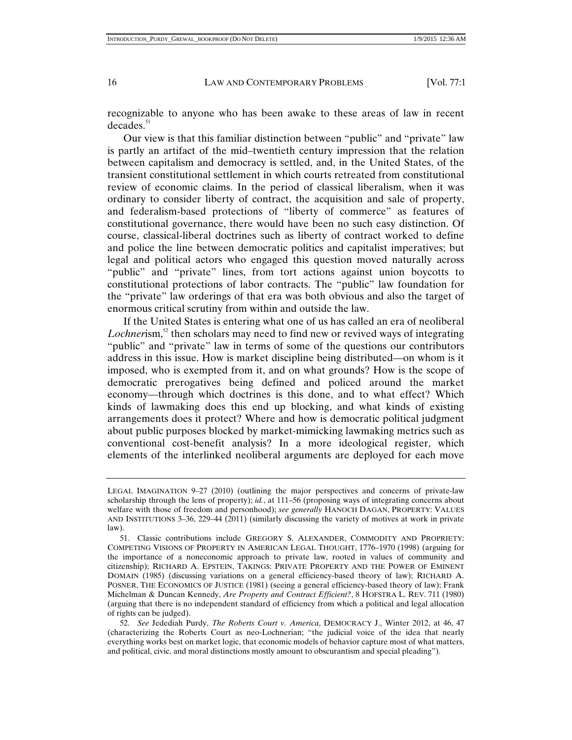recognizable to anyone who has been awake to these areas of law in recent decades.[51]

Our view is that this familiar distinction between "public" and "private" law is partly an artifact of the mid–twentieth century impression that the relation between capitalism and democracy is settled, and, in the United States, of the transient constitutional settlement in which courts retreated from constitutional review of economic claims. In the period of classical liberalism, when it was ordinary to consider liberty of contract, the acquisition and sale of property, and federalism-based protections of "liberty of commerce" as features of constitutional governance, there would have been no such easy distinction. Of course, classical-liberal doctrines such as liberty of contract worked to define and police the line between democratic politics and capitalist imperatives; but legal and political actors who engaged this question moved naturally across "public" and "private" lines, from tort actions against union boycotts to constitutional protections of labor contracts. The "public" law foundation for the "private" law orderings of that era was both obvious and also the target of enormous critical scrutiny from within and outside the law.

If the United States is entering what one of us has called an era of neoliberal *Lochner*ism,[52] then scholars may need to find new or revived ways of integrating "public" and "private" law in terms of some of the questions our contributors address in this issue. How is market discipline being distributed—on whom is it imposed, who is exempted from it, and on what grounds? How is the scope of democratic prerogatives being defined and policed around the market economy—through which doctrines is this done, and to what effect? Which kinds of lawmaking does this end up blocking, and what kinds of existing arrangements does it protect? Where and how is democratic political judgment about public purposes blocked by market-mimicking lawmaking metrics such as conventional cost-benefit analysis? In a more ideological register, which elements of the interlinked neoliberal arguments are deployed for each move

---

LEGAL IMAGINATION 9–27 (2010) (outlining the major perspectives and concerns of private-law scholarship through the lens of property); *id.*, at 111–56 (proposing ways of integrating concerns about welfare with those of freedom and personhood); *see generally* HANOCH DAGAN, PROPERTY: VALUES AND INSTITUTIONS 3–36, 229–44 (2011) (similarly discussing the variety of motives at work in private law).

51. Classic contributions include GREGORY S. ALEXANDER, COMMODITY AND PROPRIETY: COMPETING VISIONS OF PROPERTY IN AMERICAN LEGAL THOUGHT, 1776–1970 (1998) (arguing for the importance of a noneconomic approach to private law, rooted in values of community and citizenship); RICHARD A. EPSTEIN, TAKINGS: PRIVATE PROPERTY AND THE POWER OF EMINENT DOMAIN (1985) (discussing variations on a general efficiency-based theory of law); RICHARD A. POSNER, THE ECONOMICS OF JUSTICE (1981) (seeing a general efficiency-based theory of law); Frank Michelman & Duncan Kennedy, *Are Property and Contract Efficient?*, 8 HOFSTRA L. REV. 711 (1980) (arguing that there is no independent standard of efficiency from which a political and legal allocation of rights can be judged).

52. *See* Jedediah Purdy, *The Roberts Court v. America*, DEMOCRACY J., Winter 2012, at 46, 47 (characterizing the Roberts Court as neo-Lochnerian; "the judicial voice of the idea that nearly everything works best on market logic, that economic models of behavior capture most of what matters, and political, civic, and moral distinctions mostly amount to obscurantism and special pleading").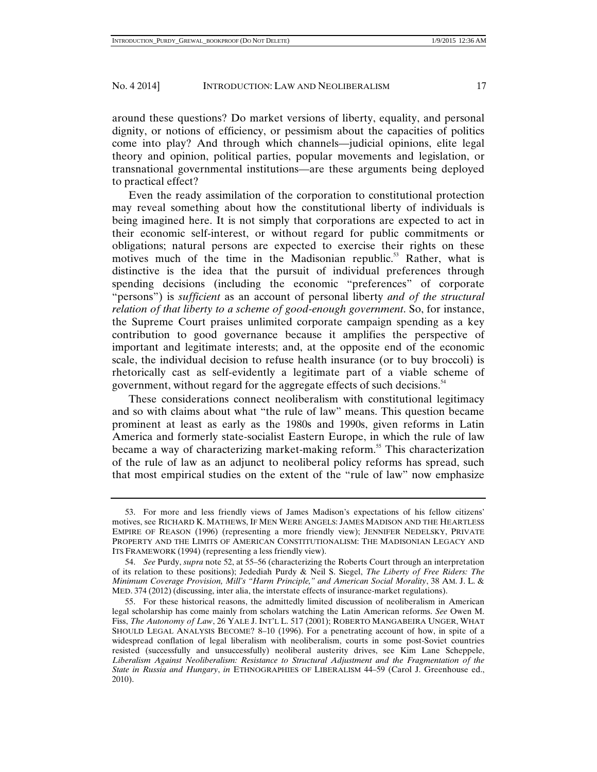around these questions? Do market versions of liberty, equality, and personal dignity, or notions of efficiency, or pessimism about the capacities of politics come into play? And through which channels—judicial opinions, elite legal theory and opinion, political parties, popular movements and legislation, or transnational governmental institutions—are these arguments being deployed to practical effect?

Even the ready assimilation of the corporation to constitutional protection may reveal something about how the constitutional liberty of individuals is being imagined here. It is not simply that corporations are expected to act in their economic self-interest, or without regard for public commitments or obligations; natural persons are expected to exercise their rights on these motives much of the time in the Madisonian republic.[53] Rather, what is distinctive is the idea that the pursuit of individual preferences through spending decisions (including the economic "preferences" of corporate "persons") is *sufficient* as an account of personal liberty *and of the structural relation of that liberty to a scheme of good-enough government*. So, for instance, the Supreme Court praises unlimited corporate campaign spending as a key contribution to good governance because it amplifies the perspective of important and legitimate interests; and, at the opposite end of the economic scale, the individual decision to refuse health insurance (or to buy broccoli) is rhetorically cast as self-evidently a legitimate part of a viable scheme of government, without regard for the aggregate effects of such decisions.[54]

These considerations connect neoliberalism with constitutional legitimacy and so with claims about what "the rule of law" means. This question became prominent at least as early as the 1980s and 1990s, given reforms in Latin America and formerly state-socialist Eastern Europe, in which the rule of law became a way of characterizing market-making reform.[55] This characterization of the rule of law as an adjunct to neoliberal policy reforms has spread, such that most empirical studies on the extent of the "rule of law" now emphasize

---

53. For more and less friendly views of James Madison's expectations of his fellow citizens' motives, see RICHARD K. MATHEWS, IF MEN WERE ANGELS: JAMES MADISON AND THE HEARTLESS EMPIRE OF REASON (1996) (representing a more friendly view); JENNIFER NEDELSKY, PRIVATE PROPERTY AND THE LIMITS OF AMERICAN CONSTITUTIONALISM: THE MADISONIAN LEGACY AND ITS FRAMEWORK (1994) (representing a less friendly view).

54. *See* Purdy, *supra* note 52, at 55–56 (characterizing the Roberts Court through an interpretation of its relation to these positions); Jedediah Purdy & Neil S. Siegel, *The Liberty of Free Riders: The Minimum Coverage Provision, Mill's "Harm Principle," and American Social Morality*, 38 AM. J. L. & MED. 374 (2012) (discussing, inter alia, the interstate effects of insurance-market regulations).

55. For these historical reasons, the admittedly limited discussion of neoliberalism in American legal scholarship has come mainly from scholars watching the Latin American reforms. *See* Owen M. Fiss, *The Autonomy of Law*, 26 YALE J. INT'L L. 517 (2001); ROBERTO MANGABEIRA UNGER, WHAT SHOULD LEGAL ANALYSIS BECOME? 8–10 (1996). For a penetrating account of how, in spite of a widespread conflation of legal liberalism with neoliberalism, courts in some post-Soviet countries resisted (successfully and unsuccessfully) neoliberal austerity drives, see Kim Lane Scheppele, *Liberalism Against Neoliberalism: Resistance to Structural Adjustment and the Fragmentation of the State in Russia and Hungary*, *in* ETHNOGRAPHIES OF LIBERALISM 44–59 (Carol J. Greenhouse ed., 2010).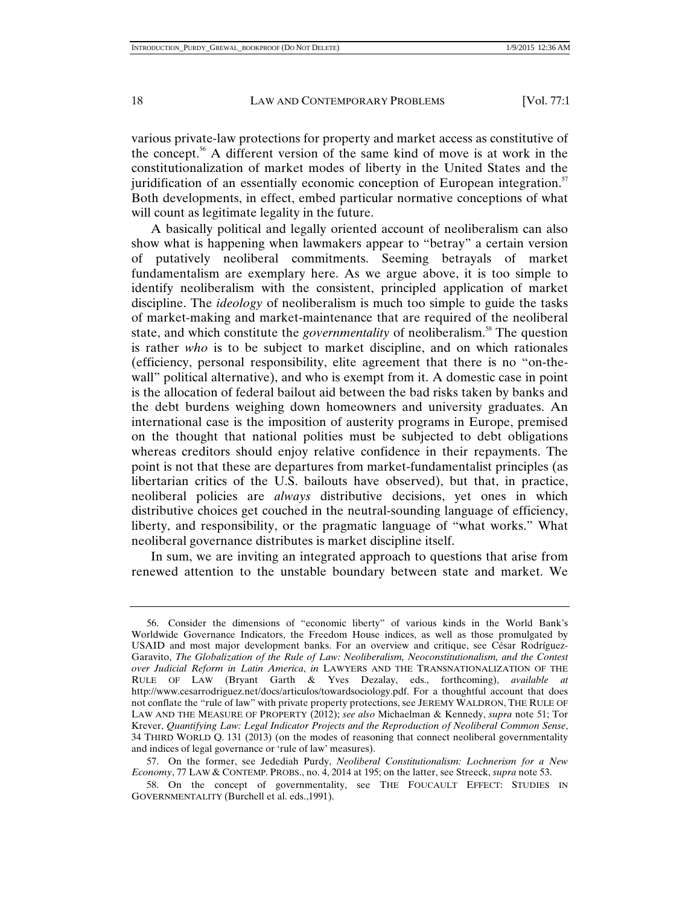various private-law protections for property and market access as constitutive of the concept.[56] A different version of the same kind of move is at work in the constitutionalization of market modes of liberty in the United States and the juridification of an essentially economic conception of European integration.[57] Both developments, in effect, embed particular normative conceptions of what will count as legitimate legality in the future.

A basically political and legally oriented account of neoliberalism can also show what is happening when lawmakers appear to "betray" a certain version of putatively neoliberal commitments. Seeming betrayals of market fundamentalism are exemplary here. As we argue above, it is too simple to identify neoliberalism with the consistent, principled application of market discipline. The *ideology* of neoliberalism is much too simple to guide the tasks of market-making and market-maintenance that are required of the neoliberal state, and which constitute the *governmentality* of neoliberalism.[58] The question is rather *who* is to be subject to market discipline, and on which rationales (efficiency, personal responsibility, elite agreement that there is no "on-the-wall" political alternative), and who is exempt from it. A domestic case in point is the allocation of federal bailout aid between the bad risks taken by banks and the debt burdens weighing down homeowners and university graduates. An international case is the imposition of austerity programs in Europe, premised on the thought that national polities must be subjected to debt obligations whereas creditors should enjoy relative confidence in their repayments. The point is not that these are departures from market-fundamentalist principles (as libertarian critics of the U.S. bailouts have observed), but that, in practice, neoliberal policies are *always* distributive decisions, yet ones in which distributive choices get couched in the neutral-sounding language of efficiency, liberty, and responsibility, or the pragmatic language of "what works." What neoliberal governance distributes is market discipline itself.

In sum, we are inviting an integrated approach to questions that arise from renewed attention to the unstable boundary between state and market. We

---

56. Consider the dimensions of "economic liberty" of various kinds in the World Bank's Worldwide Governance Indicators, the Freedom House indices, as well as those promulgated by USAID and most major development banks. For an overview and critique, see César Rodríguez-Garavito, *The Globalization of the Rule of Law: Neoliberalism, Neoconstitutionalism, and the Contest over Judicial Reform in Latin America*, *in* LAWYERS AND THE TRANSNATIONALIZATION OF THE RULE OF LAW (Bryant Garth & Yves Dezalay, eds., forthcoming), *available at* http://www.cesarrodriguez.net/docs/articulos/towardsociology.pdf. For a thoughtful account that does not conflate the "rule of law" with private property protections, see JEREMY WALDRON, THE RULE OF LAW AND THE MEASURE OF PROPERTY (2012); *see also* Michaelman & Kennedy, *supra* note 51; Tor Krever, *Quantifying Law: Legal Indicator Projects and the Reproduction of Neoliberal Common Sense*, 34 THIRD WORLD Q. 131 (2013) (on the modes of reasoning that connect neoliberal governmentality and indices of legal governance or 'rule of law' measures).

57. On the former, see Jedediah Purdy, *Neoliberal Constitutionalism: Lochnerism for a New Economy*, 77 LAW & CONTEMP. PROBS., no. 4, 2014 at 195; on the latter, see Streeck, *supra* note 53.

58. On the concept of governmentality, see THE FOUCAULT EFFECT: STUDIES IN GOVERNMENTALITY (Burchell et al. eds.,1991).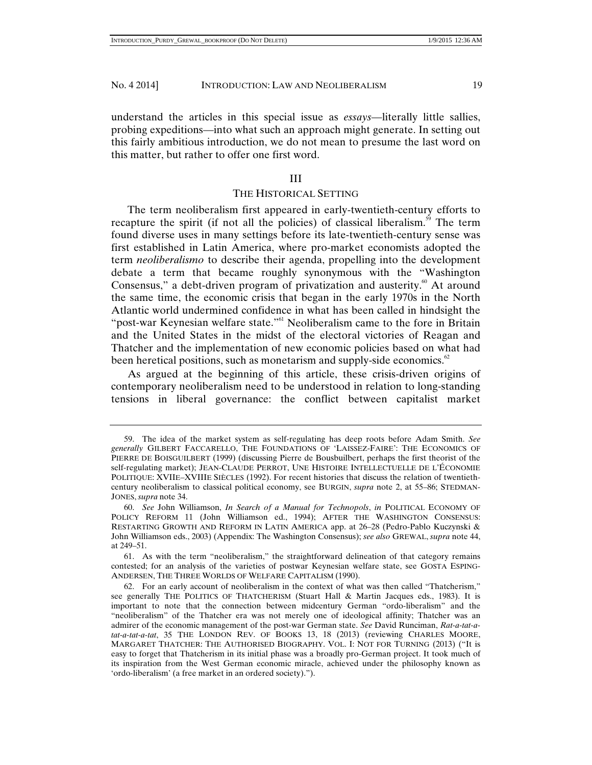understand the articles in this special issue as *essays*—literally little sallies, probing expeditions—into what such an approach might generate. In setting out this fairly ambitious introduction, we do not mean to presume the last word on this matter, but rather to offer one first word.

## III

## THE HISTORICAL SETTING

The term neoliberalism first appeared in early-twentieth-century efforts to recapture the spirit (if not all the policies) of classical liberalism.[59] The term found diverse uses in many settings before its late-twentieth-century sense was first established in Latin America, where pro-market economists adopted the term *neoliberalismo* to describe their agenda, propelling into the development debate a term that became roughly synonymous with the "Washington Consensus," a debt-driven program of privatization and austerity.[60] At around the same time, the economic crisis that began in the early 1970s in the North Atlantic world undermined confidence in what has been called in hindsight the "post-war Keynesian welfare state."[61] Neoliberalism came to the fore in Britain and the United States in the midst of the electoral victories of Reagan and Thatcher and the implementation of new economic policies based on what had been heretical positions, such as monetarism and supply-side economics.[62]

As argued at the beginning of this article, these crisis-driven origins of contemporary neoliberalism need to be understood in relation to long-standing tensions in liberal governance: the conflict between capitalist market

---

59. The idea of the market system as self-regulating has deep roots before Adam Smith. *See generally* GILBERT FACCARELLO, THE FOUNDATIONS OF 'LAISSEZ-FAIRE': THE ECONOMICS OF PIERRE DE BOISGUILBERT (1999) (discussing Pierre de Bousbuilbert, perhaps the first theorist of the self-regulating market); JEAN-CLAUDE PERROT, UNE HISTOIRE INTELLECTUELLE DE L'ÉCONOMIE POLITIQUE: XVIIE–XVIIIE SIÈCLES (1992). For recent histories that discuss the relation of twentieth-century neoliberalism to classical political economy, see BURGIN, *supra* note 2, at 55–86; STEDMAN-JONES, *supra* note 34.

60. *See* John Williamson, *In Search of a Manual for Technopols*, *in* POLITICAL ECONOMY OF POLICY REFORM 11 (John Williamson ed., 1994); AFTER THE WASHINGTON CONSENSUS: RESTARTING GROWTH AND REFORM IN LATIN AMERICA app. at 26–28 (Pedro-Pablo Kuczynski & John Williamson eds., 2003) (Appendix: The Washington Consensus); *see also* GREWAL, *supra* note 44, at 249–51.

61. As with the term "neoliberalism," the straightforward delineation of that category remains contested; for an analysis of the varieties of postwar Keynesian welfare state, see GOSTA ESPING-ANDERSEN, THE THREE WORLDS OF WELFARE CAPITALISM (1990).

62. For an early account of neoliberalism in the context of what was then called "Thatcherism," see generally THE POLITICS OF THATCHERISM (Stuart Hall & Martin Jacques eds., 1983). It is important to note that the connection between midcentury German "ordo-liberalism" and the "neoliberalism" of the Thatcher era was not merely one of ideological affinity; Thatcher was an admirer of the economic management of the post-war German state. *See* David Runciman, *Rat-a-tat-a-tat-a-tat-a-tat*, 35 THE LONDON REV. OF BOOKS 13, 18 (2013) (reviewing CHARLES MOORE, MARGARET THATCHER: THE AUTHORISED BIOGRAPHY. VOL. I: NOT FOR TURNING (2013) ("It is easy to forget that Thatcherism in its initial phase was a broadly pro-German project. It took much of its inspiration from the West German economic miracle, achieved under the philosophy known as 'ordo-liberalism' (a free market in an ordered society).").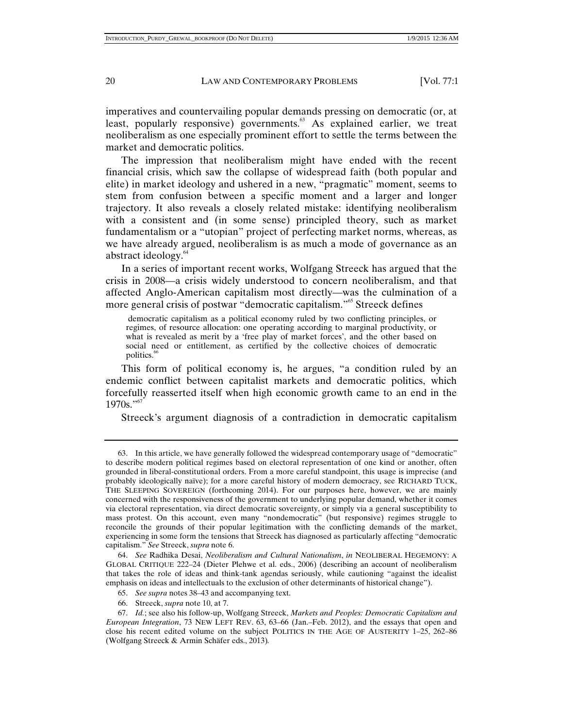imperatives and countervailing popular demands pressing on democratic (or, at least, popularly responsive) governments.[63] As explained earlier, we treat neoliberalism as one especially prominent effort to settle the terms between the market and democratic politics.

The impression that neoliberalism might have ended with the recent financial crisis, which saw the collapse of widespread faith (both popular and elite) in market ideology and ushered in a new, "pragmatic" moment, seems to stem from confusion between a specific moment and a larger and longer trajectory. It also reveals a closely related mistake: identifying neoliberalism with a consistent and (in some sense) principled theory, such as market fundamentalism or a "utopian" project of perfecting market norms, whereas, as we have already argued, neoliberalism is as much a mode of governance as an abstract ideology.[64]

In a series of important recent works, Wolfgang Streeck has argued that the crisis in 2008—a crisis widely understood to concern neoliberalism, and that affected Anglo-American capitalism most directly—was the culmination of a more general crisis of postwar "democratic capitalism."[65] Streeck defines

> democratic capitalism as a political economy ruled by two conflicting principles, or regimes, of resource allocation: one operating according to marginal productivity, or what is revealed as merit by a 'free play of market forces', and the other based on social need or entitlement, as certified by the collective choices of democratic politics.[66]

This form of political economy is, he argues, "a condition ruled by an endemic conflict between capitalist markets and democratic politics, which forcefully reasserted itself when high economic growth came to an end in the 1970s."[67]

Streeck's argument diagnosis of a contradiction in democratic capitalism

---

63. In this article, we have generally followed the widespread contemporary usage of "democratic" to describe modern political regimes based on electoral representation of one kind or another, often grounded in liberal-constitutional orders. From a more careful standpoint, this usage is imprecise (and probably ideologically naïve); for a more careful history of modern democracy, see RICHARD TUCK, THE SLEEPING SOVEREIGN (forthcoming 2014). For our purposes here, however, we are mainly concerned with the responsiveness of the government to underlying popular demand, whether it comes via electoral representation, via direct democratic sovereignty, or simply via a general susceptibility to mass protest. On this account, even many "nondemocratic" (but responsive) regimes struggle to reconcile the grounds of their popular legitimation with the conflicting demands of the market, experiencing in some form the tensions that Streeck has diagnosed as particularly affecting "democratic capitalism." *See* Streeck, *supra* note 6.

64. *See* Radhika Desai, *Neoliberalism and Cultural Nationalism*, *in* NEOLIBERAL HEGEMONY: A GLOBAL CRITIQUE 222–24 (Dieter Plehwe et al. eds., 2006) (describing an account of neoliberalism that takes the role of ideas and think-tank agendas seriously, while cautioning "against the idealist emphasis on ideas and intellectuals to the exclusion of other determinants of historical change").

65. *See supra* notes 38–43 and accompanying text.

66. Streeck, *supra* note 10, at 7.

67. *Id.*; see also his follow-up, Wolfgang Streeck, *Markets and Peoples: Democratic Capitalism and European Integration*, 73 NEW LEFT REV. 63, 63–66 (Jan.–Feb. 2012), and the essays that open and close his recent edited volume on the subject POLITICS IN THE AGE OF AUSTERITY 1–25, 262–86 (Wolfgang Streeck & Armin Schäfer eds., 2013).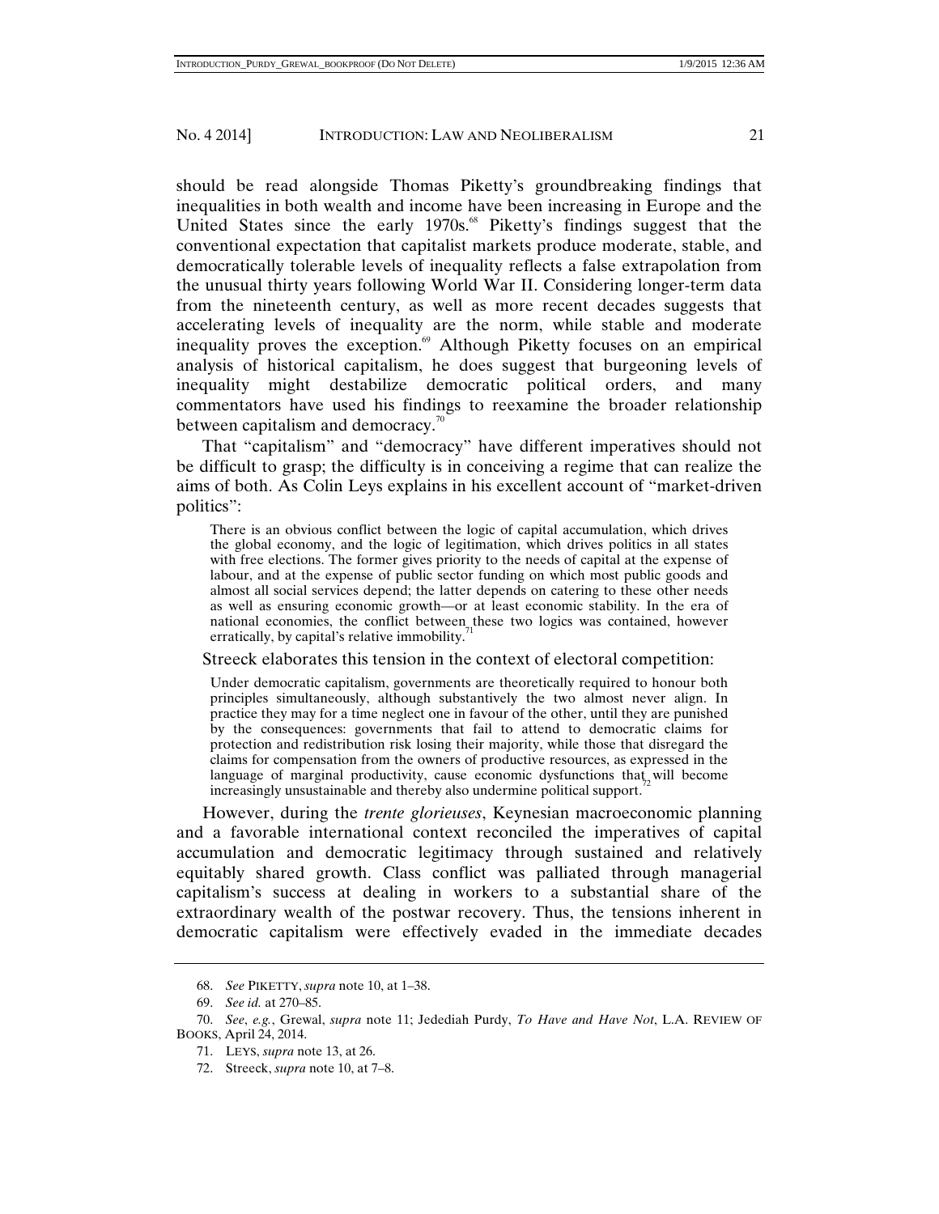should be read alongside Thomas Piketty's groundbreaking findings that inequalities in both wealth and income have been increasing in Europe and the United States since the early 1970s.[68] Piketty's findings suggest that the conventional expectation that capitalist markets produce moderate, stable, and democratically tolerable levels of inequality reflects a false extrapolation from the unusual thirty years following World War II. Considering longer-term data from the nineteenth century, as well as more recent decades suggests that accelerating levels of inequality are the norm, while stable and moderate inequality proves the exception.[69] Although Piketty focuses on an empirical analysis of historical capitalism, he does suggest that burgeoning levels of inequality might destabilize democratic political orders, and many commentators have used his findings to reexamine the broader relationship between capitalism and democracy.[70]

That "capitalism" and "democracy" have different imperatives should not be difficult to grasp; the difficulty is in conceiving a regime that can realize the aims of both. As Colin Leys explains in his excellent account of "market-driven politics":

> There is an obvious conflict between the logic of capital accumulation, which drives the global economy, and the logic of legitimation, which drives politics in all states with free elections. The former gives priority to the needs of capital at the expense of labour, and at the expense of public sector funding on which most public goods and almost all social services depend; the latter depends on catering to these other needs as well as ensuring economic growth—or at least economic stability. In the era of national economies, the conflict between these two logics was contained, however erratically, by capital's relative immobility.[71]

Streeck elaborates this tension in the context of electoral competition:

> Under democratic capitalism, governments are theoretically required to honour both principles simultaneously, although substantively the two almost never align. In practice they may for a time neglect one in favour of the other, until they are punished by the consequences: governments that fail to attend to democratic claims for protection and redistribution risk losing their majority, while those that disregard the claims for compensation from the owners of productive resources, as expressed in the language of marginal productivity, cause economic dysfunctions that will become increasingly unsustainable and thereby also undermine political support.[72]

However, during the *trente glorieuses*, Keynesian macroeconomic planning and a favorable international context reconciled the imperatives of capital accumulation and democratic legitimacy through sustained and relatively equitably shared growth. Class conflict was palliated through managerial capitalism's success at dealing in workers to a substantial share of the extraordinary wealth of the postwar recovery. Thus, the tensions inherent in democratic capitalism were effectively evaded in the immediate decades

---

68. *See* PIKETTY, *supra* note 10, at 1–38.

69. *See id.* at 270–85.

70. *See*, *e.g.*, Grewal, *supra* note 11; Jedediah Purdy, *To Have and Have Not*, L.A. REVIEW OF BOOKS, April 24, 2014.

71. LEYS, *supra* note 13, at 26.

72. Streeck, *supra* note 10, at 7–8.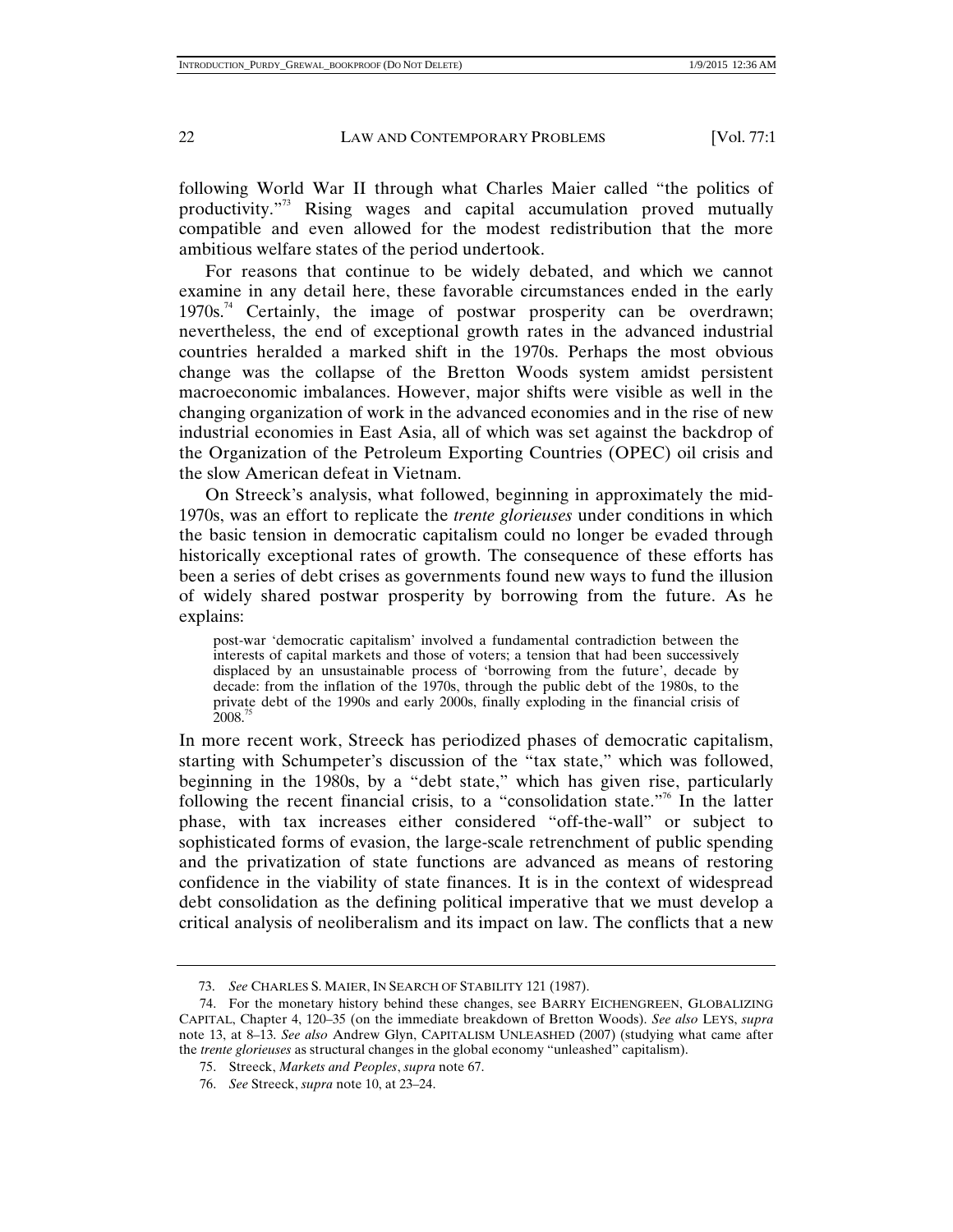following World War II through what Charles Maier called "the politics of productivity."[73] Rising wages and capital accumulation proved mutually compatible and even allowed for the modest redistribution that the more ambitious welfare states of the period undertook.

For reasons that continue to be widely debated, and which we cannot examine in any detail here, these favorable circumstances ended in the early 1970s.[74] Certainly, the image of postwar prosperity can be overdrawn; nevertheless, the end of exceptional growth rates in the advanced industrial countries heralded a marked shift in the 1970s. Perhaps the most obvious change was the collapse of the Bretton Woods system amidst persistent macroeconomic imbalances. However, major shifts were visible as well in the changing organization of work in the advanced economies and in the rise of new industrial economies in East Asia, all of which was set against the backdrop of the Organization of the Petroleum Exporting Countries (OPEC) oil crisis and the slow American defeat in Vietnam.

On Streeck's analysis, what followed, beginning in approximately the mid-1970s, was an effort to replicate the *trente glorieuses* under conditions in which the basic tension in democratic capitalism could no longer be evaded through historically exceptional rates of growth. The consequence of these efforts has been a series of debt crises as governments found new ways to fund the illusion of widely shared postwar prosperity by borrowing from the future. As he explains:

> post-war 'democratic capitalism' involved a fundamental contradiction between the interests of capital markets and those of voters; a tension that had been successively displaced by an unsustainable process of 'borrowing from the future', decade by decade: from the inflation of the 1970s, through the public debt of the 1980s, to the private debt of the 1990s and early 2000s, finally exploding in the financial crisis of 2008.[75]

In more recent work, Streeck has periodized phases of democratic capitalism, starting with Schumpeter's discussion of the "tax state," which was followed, beginning in the 1980s, by a "debt state," which has given rise, particularly following the recent financial crisis, to a "consolidation state."[76] In the latter phase, with tax increases either considered "off-the-wall" or subject to sophisticated forms of evasion, the large-scale retrenchment of public spending and the privatization of state functions are advanced as means of restoring confidence in the viability of state finances. It is in the context of widespread debt consolidation as the defining political imperative that we must develop a critical analysis of neoliberalism and its impact on law. The conflicts that a new

---

73. *See* CHARLES S. MAIER, IN SEARCH OF STABILITY 121 (1987).

74. For the monetary history behind these changes, see BARRY EICHENGREEN, GLOBALIZING CAPITAL, Chapter 4, 120–35 (on the immediate breakdown of Bretton Woods). *See also* LEYS, *supra* note 13, at 8–13. *See also* Andrew Glyn, CAPITALISM UNLEASHED (2007) (studying what came after the *trente glorieuses* as structural changes in the global economy "unleashed" capitalism).

75. Streeck, *Markets and Peoples*, *supra* note 67.

76. *See* Streeck, *supra* note 10, at 23–24.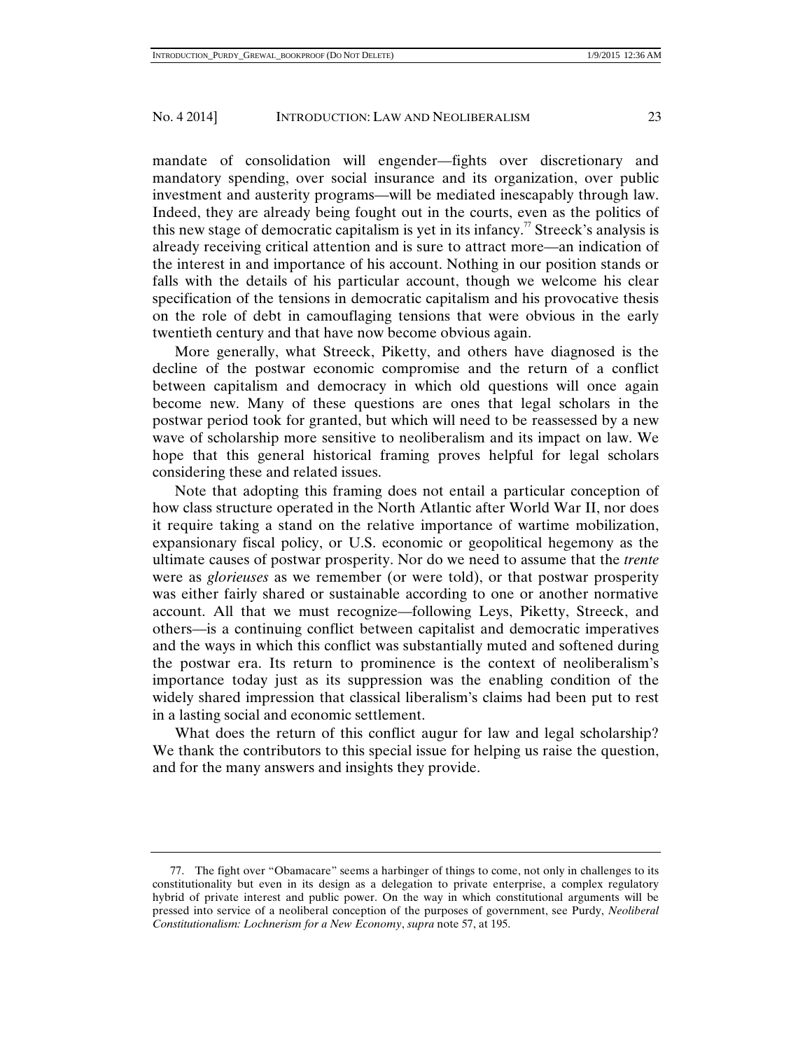mandate of consolidation will engender—fights over discretionary and mandatory spending, over social insurance and its organization, over public investment and austerity programs—will be mediated inescapably through law. Indeed, they are already being fought out in the courts, even as the politics of this new stage of democratic capitalism is yet in its infancy.[77] Streeck's analysis is already receiving critical attention and is sure to attract more—an indication of the interest in and importance of his account. Nothing in our position stands or falls with the details of his particular account, though we welcome his clear specification of the tensions in democratic capitalism and his provocative thesis on the role of debt in camouflaging tensions that were obvious in the early twentieth century and that have now become obvious again.

More generally, what Streeck, Piketty, and others have diagnosed is the decline of the postwar economic compromise and the return of a conflict between capitalism and democracy in which old questions will once again become new. Many of these questions are ones that legal scholars in the postwar period took for granted, but which will need to be reassessed by a new wave of scholarship more sensitive to neoliberalism and its impact on law. We hope that this general historical framing proves helpful for legal scholars considering these and related issues.

Note that adopting this framing does not entail a particular conception of how class structure operated in the North Atlantic after World War II, nor does it require taking a stand on the relative importance of wartime mobilization, expansionary fiscal policy, or U.S. economic or geopolitical hegemony as the ultimate causes of postwar prosperity. Nor do we need to assume that the *trente* were as *glorieuses* as we remember (or were told), or that postwar prosperity was either fairly shared or sustainable according to one or another normative account. All that we must recognize—following Leys, Piketty, Streeck, and others—is a continuing conflict between capitalist and democratic imperatives and the ways in which this conflict was substantially muted and softened during the postwar era. Its return to prominence is the context of neoliberalism's importance today just as its suppression was the enabling condition of the widely shared impression that classical liberalism's claims had been put to rest in a lasting social and economic settlement.

What does the return of this conflict augur for law and legal scholarship? We thank the contributors to this special issue for helping us raise the question, and for the many answers and insights they provide.

---

77. The fight over "Obamacare" seems a harbinger of things to come, not only in challenges to its constitutionality but even in its design as a delegation to private enterprise, a complex regulatory hybrid of private interest and public power. On the way in which constitutional arguments will be pressed into service of a neoliberal conception of the purposes of government, see Purdy, *Neoliberal Constitutionalism: Lochnerism for a New Economy*, *supra* note 57, at 195.